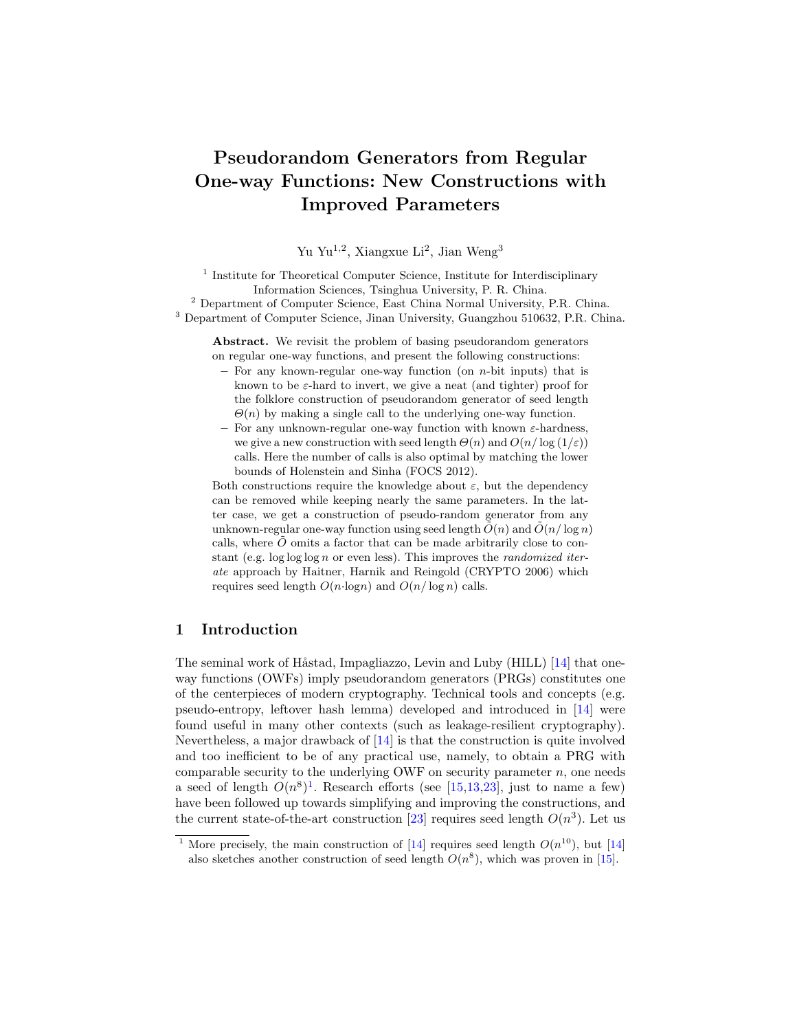# Pseudorandom Generators from Regular One-way Functions: New Constructions with Improved Parameters

Yu Yu[1,2], Xiangxue Li[2], Jian Weng[3]

[1] Institute for Theoretical Computer Science, Institute for Interdisciplinary Information Sciences, Tsinghua University, P. R. China.
[2] Department of Computer Science, East China Normal University, P.R. China.
[3] Department of Computer Science, Jinan University, Guangzhou 510632, P.R. China.

**Abstract.** We revisit the problem of basing pseudorandom generators on regular one-way functions, and present the following constructions:

- For any known-regular one-way function (on $n$-bit inputs) that is known to be $\varepsilon$-hard to invert, we give a neat (and tighter) proof for the folklore construction of pseudorandom generator of seed length $\Theta(n)$ by making a single call to the underlying one-way function.
- For any unknown-regular one-way function with known $\varepsilon$-hardness, we give a new construction with seed length $\Theta(n)$ and $O(n/\log(1/\varepsilon))$ calls. Here the number of calls is also optimal by matching the lower bounds of Holenstein and Sinha (FOCS 2012).

Both constructions require the knowledge about $\varepsilon$, but the dependency can be removed while keeping nearly the same parameters. In the latter case, we get a construction of pseudo-random generator from any unknown-regular one-way function using seed length $\tilde{O}(n)$ and $\tilde{O}(n/\log n)$ calls, where $\tilde{O}$ omits a factor that can be made arbitrarily close to constant (e.g. $\log\log\log n$ or even less). This improves the *randomized iterate* approach by Haitner, Harnik and Reingold (CRYPTO 2006) which requires seed length $O(n{\cdot}\log n)$ and $O(n/\log n)$ calls.

## 1 Introduction

The seminal work of Håstad, Impagliazzo, Levin and Luby (HILL) [14] that one-way functions (OWFs) imply pseudorandom generators (PRGs) constitutes one of the centerpieces of modern cryptography. Technical tools and concepts (e.g. pseudo-entropy, leftover hash lemma) developed and introduced in [14] were found useful in many other contexts (such as leakage-resilient cryptography). Nevertheless, a major drawback of [14] is that the construction is quite involved and too inefficient to be of any practical use, namely, to obtain a PRG with comparable security to the underlying OWF on security parameter $n$, one needs a seed of length $O(n^8)$[1]. Research efforts (see [15,13,23], just to name a few) have been followed up towards simplifying and improving the constructions, and the current state-of-the-art construction [23] requires seed length $O(n^3)$. Let us

[1] More precisely, the main construction of [14] requires seed length $O(n^{10})$, but [14] also sketches another construction of seed length $O(n^8)$, which was proven in [15].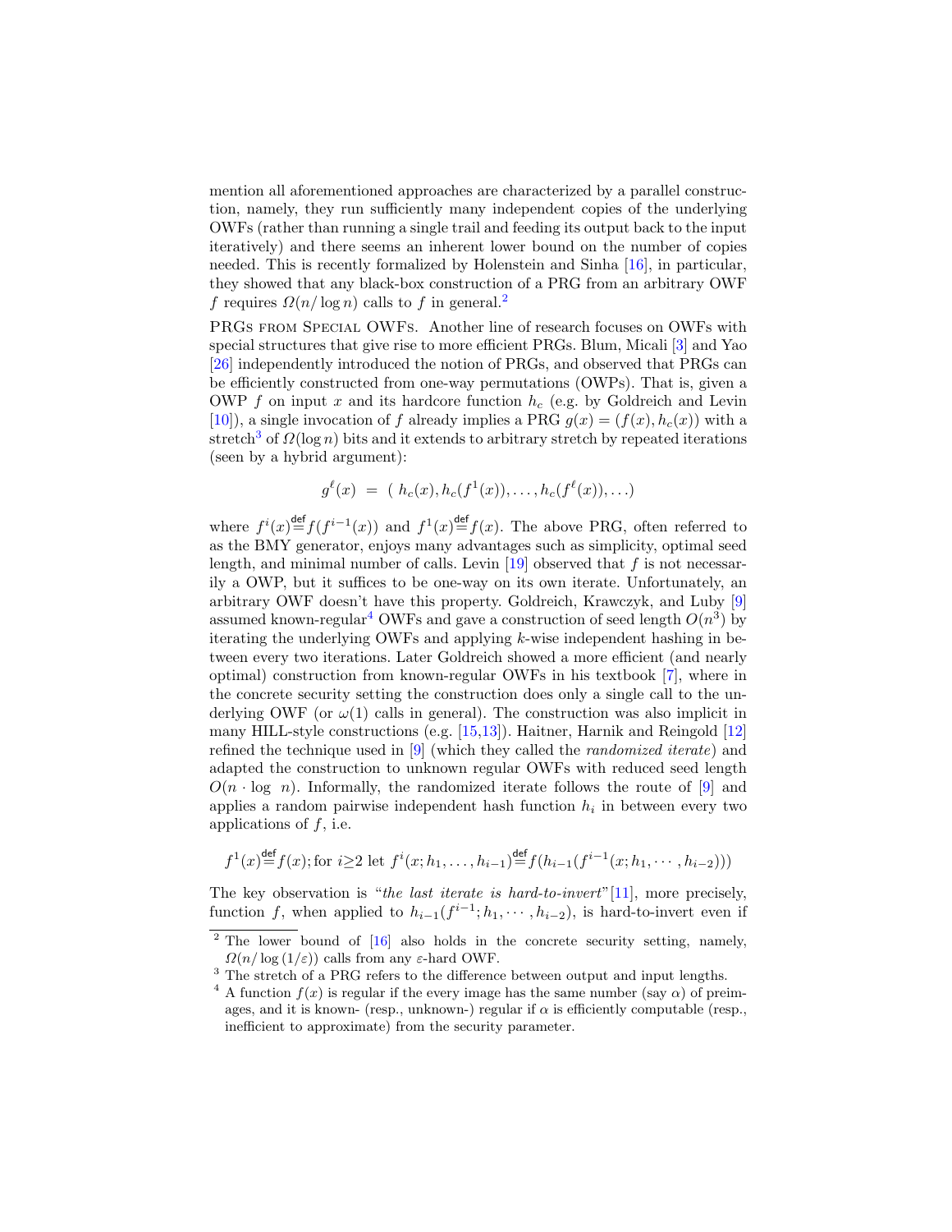mention all aforementioned approaches are characterized by a parallel construction, namely, they run sufficiently many independent copies of the underlying OWFs (rather than running a single trail and feeding its output back to the input iteratively) and there seems an inherent lower bound on the number of copies needed. This is recently formalized by Holenstein and Sinha [16], in particular, they showed that any black-box construction of a PRG from an arbitrary OWF $f$ requires $\Omega(n/\log n)$ calls to $f$ in general.[2]

PRGs from Special OWFs. Another line of research focuses on OWFs with special structures that give rise to more efficient PRGs. Blum, Micali [3] and Yao [26] independently introduced the notion of PRGs, and observed that PRGs can be efficiently constructed from one-way permutations (OWPs). That is, given a OWP $f$ on input $x$ and its hardcore function $h_c$ (e.g. by Goldreich and Levin [10]), a single invocation of $f$ already implies a PRG $g(x) = (f(x), h_c(x))$ with a stretch[3] of $\Omega(\log n)$ bits and it extends to arbitrary stretch by repeated iterations (seen by a hybrid argument):

$$g^\ell(x) \ = \ (\ h_c(x), h_c(f^1(x)), \ldots, h_c(f^\ell(x)), \ldots)$$

where $f^i(x) \stackrel{\mathsf{def}}{=} f(f^{i-1}(x))$ and $f^1(x) \stackrel{\mathsf{def}}{=} f(x)$. The above PRG, often referred to as the BMY generator, enjoys many advantages such as simplicity, optimal seed length, and minimal number of calls. Levin [19] observed that $f$ is not necessarily a OWP, but it suffices to be one-way on its own iterate. Unfortunately, an arbitrary OWF doesn't have this property. Goldreich, Krawczyk, and Luby [9] assumed known-regular[4] OWFs and gave a construction of seed length $O(n^3)$ by iterating the underlying OWFs and applying $k$-wise independent hashing in between every two iterations. Later Goldreich showed a more efficient (and nearly optimal) construction from known-regular OWFs in his textbook [7], where in the concrete security setting the construction does only a single call to the underlying OWF (or $\omega(1)$ calls in general). The construction was also implicit in many HILL-style constructions (e.g. [15,13]). Haitner, Harnik and Reingold [12] refined the technique used in [9] (which they called the *randomized iterate*) and adapted the construction to unknown regular OWFs with reduced seed length $O(n \cdot \log n)$. Informally, the randomized iterate follows the route of [9] and applies a random pairwise independent hash function $h_i$ in between every two applications of $f$, i.e.

$$f^1(x) \stackrel{\mathsf{def}}{=} f(x); \text{for } i \geq 2 \text{ let } f^i(x; h_1, \ldots, h_{i-1}) \stackrel{\mathsf{def}}{=} f(h_{i-1}(f^{i-1}(x; h_1, \cdots, h_{i-2})))$$

The key observation is "*the last iterate is hard-to-invert*"[11], more precisely, function $f$, when applied to $h_{i-1}(f^{i-1}; h_1, \cdots, h_{i-2})$, is hard-to-invert even if

[2] The lower bound of [16] also holds in the concrete security setting, namely, $\Omega(n/\log(1/\varepsilon))$ calls from any $\varepsilon$-hard OWF.

[3] The stretch of a PRG refers to the difference between output and input lengths.

[4] A function $f(x)$ is regular if the every image has the same number (say $\alpha$) of preimages, and it is known- (resp., unknown-) regular if $\alpha$ is efficiently computable (resp., inefficient to approximate) from the security parameter.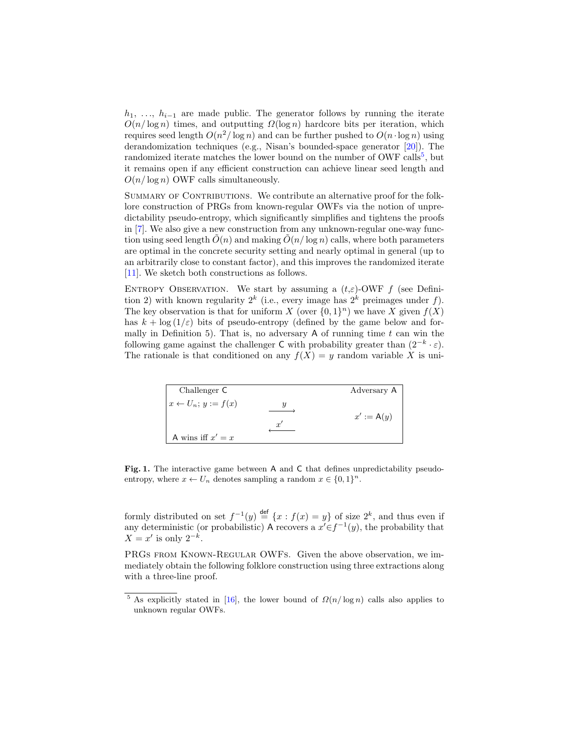$h_1$, ..., $h_{i-1}$ are made public. The generator follows by running the iterate $O(n/\log n)$ times, and outputting $\Omega(\log n)$ hardcore bits per iteration, which requires seed length $O(n^2/\log n)$ and can be further pushed to $O(n \cdot \log n)$ using derandomization techniques (e.g., Nisan's bounded-space generator [20]). The randomized iterate matches the lower bound on the number of OWF calls[5], but it remains open if any efficient construction can achieve linear seed length and $O(n/\log n)$ OWF calls simultaneously.

Summary of Contributions. We contribute an alternative proof for the folklore construction of PRGs from known-regular OWFs via the notion of unpredictability pseudo-entropy, which significantly simplifies and tightens the proofs in [7]. We also give a new construction from any unknown-regular one-way function using seed length $\tilde{O}(n)$ and making $\tilde{O}(n/\log n)$ calls, where both parameters are optimal in the concrete security setting and nearly optimal in general (up to an arbitrarily close to constant factor), and this improves the randomized iterate [11]. We sketch both constructions as follows.

Entropy Observation. We start by assuming a $(t,\varepsilon)$-OWF $f$ (see Definition 2) with known regularity $2^k$ (i.e., every image has $2^k$ preimages under $f$). The key observation is that for uniform $X$ (over $\{0,1\}^n$) we have $X$ given $f(X)$ has $k + \log(1/\varepsilon)$ bits of pseudo-entropy (defined by the game below and formally in Definition 5). That is, no adversary $\mathsf{A}$ of running time $t$ can win the following game against the challenger $\mathsf{C}$ with probability greater than $(2^{-k} \cdot \varepsilon)$. The rationale is that conditioned on any $f(X) = y$ random variable $X$ is uniformly distributed on set $f^{-1}(y) \stackrel{\mathsf{def}}{=} \{x : f(x) = y\}$ of size $2^k$, and thus even if any deterministic (or probabilistic) $\mathsf{A}$ recovers a $x' \in f^{-1}(y)$, the probability that $X = x'$ is only $2^{-k}$.

| Challenger $\mathsf{C}$ | | Adversary $\mathsf{A}$ |
|---|---|---|
| $x \leftarrow U_n$; $y := f(x)$ | $\xrightarrow{\quad y \quad}$ | |
| | | $x' := \mathsf{A}(y)$ |
| | $\xleftarrow{\quad x' \quad}$ | |
| $\mathsf{A}$ wins iff $x' = x$ | | |

**Fig. 1.** The interactive game between $\mathsf{A}$ and $\mathsf{C}$ that defines unpredictability pseudo-entropy, where $x \leftarrow U_n$ denotes sampling a random $x \in \{0,1\}^n$.

PRGs from Known-Regular OWFs. Given the above observation, we immediately obtain the following folklore construction using three extractions along with a three-line proof.

[5] As explicitly stated in [16], the lower bound of $\Omega(n/\log n)$ calls also applies to unknown regular OWFs.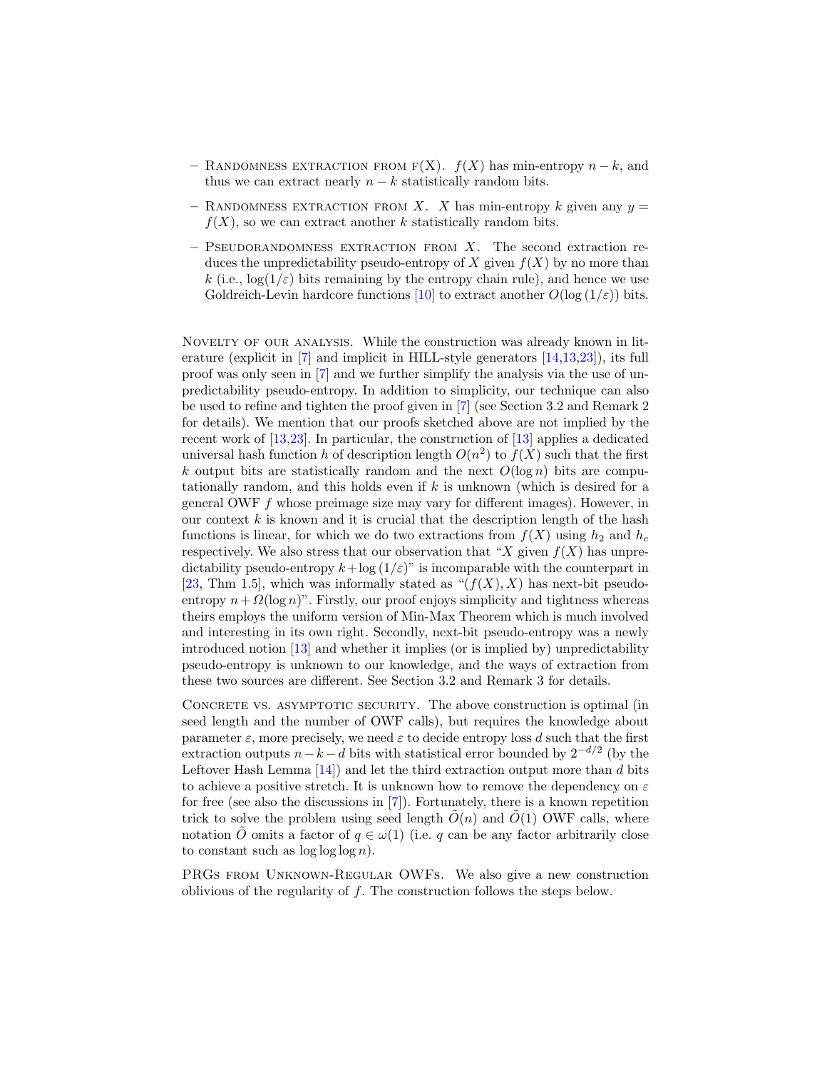- Randomness extraction from f(X). $f(X)$ has min-entropy $n-k$, and thus we can extract nearly $n-k$ statistically random bits.
- Randomness extraction from $X$. $X$ has min-entropy $k$ given any $y = f(X)$, so we can extract another $k$ statistically random bits.
- Pseudorandomness extraction from $X$. The second extraction reduces the unpredictability pseudo-entropy of $X$ given $f(X)$ by no more than $k$ (i.e., $\log(1/\varepsilon)$ bits remaining by the entropy chain rule), and hence we use Goldreich-Levin hardcore functions [10] to extract another $O(\log(1/\varepsilon))$ bits.

Novelty of our analysis. While the construction was already known in literature (explicit in [7] and implicit in HILL-style generators [14,13,23]), its full proof was only seen in [7] and we further simplify the analysis via the use of unpredictability pseudo-entropy. In addition to simplicity, our technique can also be used to refine and tighten the proof given in [7] (see Section 3.2 and Remark 2 for details). We mention that our proofs sketched above are not implied by the recent work of [13,23]. In particular, the construction of [13] applies a dedicated universal hash function $h$ of description length $O(n^2)$ to $f(X)$ such that the first $k$ output bits are statistically random and the next $O(\log n)$ bits are computationally random, and this holds even if $k$ is unknown (which is desired for a general OWF $f$ whose preimage size may vary for different images). However, in our context $k$ is known and it is crucial that the description length of the hash functions is linear, for which we do two extractions from $f(X)$ using $h_2$ and $h_c$ respectively. We also stress that our observation that "$X$ given $f(X)$ has unpredictability pseudo-entropy $k+\log(1/\varepsilon)$" is incomparable with the counterpart in [23, Thm 1.5], which was informally stated as "$(f(X), X)$ has next-bit pseudo-entropy $n+\Omega(\log n)$". Firstly, our proof enjoys simplicity and tightness whereas theirs employs the uniform version of Min-Max Theorem which is much involved and interesting in its own right. Secondly, next-bit pseudo-entropy was a newly introduced notion [13] and whether it implies (or is implied by) unpredictability pseudo-entropy is unknown to our knowledge, and the ways of extraction from these two sources are different. See Section 3.2 and Remark 3 for details.

Concrete vs. asymptotic security. The above construction is optimal (in seed length and the number of OWF calls), but requires the knowledge about parameter $\varepsilon$, more precisely, we need $\varepsilon$ to decide entropy loss $d$ such that the first extraction outputs $n-k-d$ bits with statistical error bounded by $2^{-d/2}$ (by the Leftover Hash Lemma [14]) and let the third extraction output more than $d$ bits to achieve a positive stretch. It is unknown how to remove the dependency on $\varepsilon$ for free (see also the discussions in [7]). Fortunately, there is a known repetition trick to solve the problem using seed length $\tilde{O}(n)$ and $\tilde{O}(1)$ OWF calls, where notation $\tilde{O}$ omits a factor of $q \in \omega(1)$ (i.e. $q$ can be any factor arbitrarily close to constant such as $\log\log\log n$).

PRGs from Unknown-Regular OWFs. We also give a new construction oblivious of the regularity of $f$. The construction follows the steps below.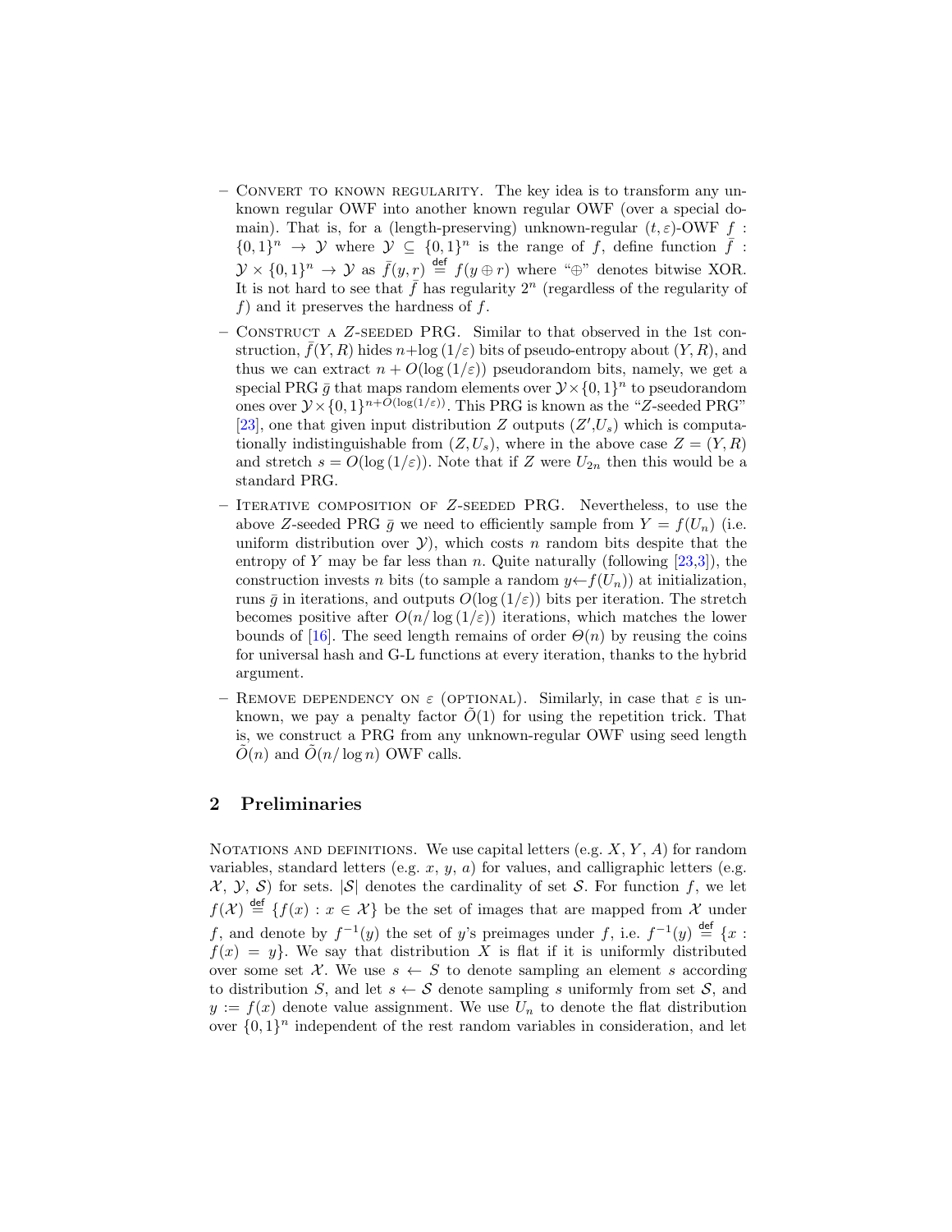- Convert to known regularity. The key idea is to transform any unknown regular OWF into another known regular OWF (over a special domain). That is, for a (length-preserving) unknown-regular $(t, \varepsilon)$-OWF $f : \{0,1\}^n \rightarrow \mathcal{Y}$ where $\mathcal{Y} \subseteq \{0,1\}^n$ is the range of $f$, define function $\bar{f} : \mathcal{Y} \times \{0,1\}^n \rightarrow \mathcal{Y}$ as $\bar{f}(y, r) \stackrel{\text{def}}{=} f(y \oplus r)$ where "$\oplus$" denotes bitwise XOR. It is not hard to see that $\bar{f}$ has regularity $2^n$ (regardless of the regularity of $f$) and it preserves the hardness of $f$.
- Construct a $Z$-seeded PRG. Similar to that observed in the 1st construction, $\bar{f}(Y, R)$ hides $n + \log(1/\varepsilon)$ bits of pseudo-entropy about $(Y, R)$, and thus we can extract $n + O(\log(1/\varepsilon))$ pseudorandom bits, namely, we get a special PRG $\bar{g}$ that maps random elements over $\mathcal{Y} \times \{0,1\}^n$ to pseudorandom ones over $\mathcal{Y} \times \{0,1\}^{n+O(\log(1/\varepsilon))}$. This PRG is known as the "$Z$-seeded PRG" [23], one that given input distribution $Z$ outputs $(Z', U_s)$ which is computationally indistinguishable from $(Z, U_s)$, where in the above case $Z = (Y, R)$ and stretch $s = O(\log(1/\varepsilon))$. Note that if $Z$ were $U_{2n}$ then this would be a standard PRG.
- Iterative composition of $Z$-seeded PRG. Nevertheless, to use the above $Z$-seeded PRG $\bar{g}$ we need to efficiently sample from $Y = f(U_n)$ (i.e. uniform distribution over $\mathcal{Y}$), which costs $n$ random bits despite that the entropy of $Y$ may be far less than $n$. Quite naturally (following [23,3]), the construction invests $n$ bits (to sample a random $y \leftarrow f(U_n)$) at initialization, runs $\bar{g}$ in iterations, and outputs $O(\log(1/\varepsilon))$ bits per iteration. The stretch becomes positive after $O(n/\log(1/\varepsilon))$ iterations, which matches the lower bounds of [16]. The seed length remains of order $\Theta(n)$ by reusing the coins for universal hash and G-L functions at every iteration, thanks to the hybrid argument.
- Remove dependency on $\varepsilon$ (optional). Similarly, in case that $\varepsilon$ is unknown, we pay a penalty factor $\tilde{O}(1)$ for using the repetition trick. That is, we construct a PRG from any unknown-regular OWF using seed length $\tilde{O}(n)$ and $\tilde{O}(n/\log n)$ OWF calls.

## 2 Preliminaries

Notations and definitions. We use capital letters (e.g. $X$, $Y$, $A$) for random variables, standard letters (e.g. $x$, $y$, $a$) for values, and calligraphic letters (e.g. $\mathcal{X}$, $\mathcal{Y}$, $\mathcal{S}$) for sets. $|\mathcal{S}|$ denotes the cardinality of set $\mathcal{S}$. For function $f$, we let $f(\mathcal{X}) \stackrel{\text{def}}{=} \{f(x) : x \in \mathcal{X}\}$ be the set of images that are mapped from $\mathcal{X}$ under $f$, and denote by $f^{-1}(y)$ the set of $y$'s preimages under $f$, i.e. $f^{-1}(y) \stackrel{\text{def}}{=} \{x : f(x) = y\}$. We say that distribution $X$ is flat if it is uniformly distributed over some set $\mathcal{X}$. We use $s \leftarrow S$ to denote sampling an element $s$ according to distribution $S$, and let $s \leftarrow \mathcal{S}$ denote sampling $s$ uniformly from set $\mathcal{S}$, and $y := f(x)$ denote value assignment. We use $U_n$ to denote the flat distribution over $\{0,1\}^n$ independent of the rest random variables in consideration, and let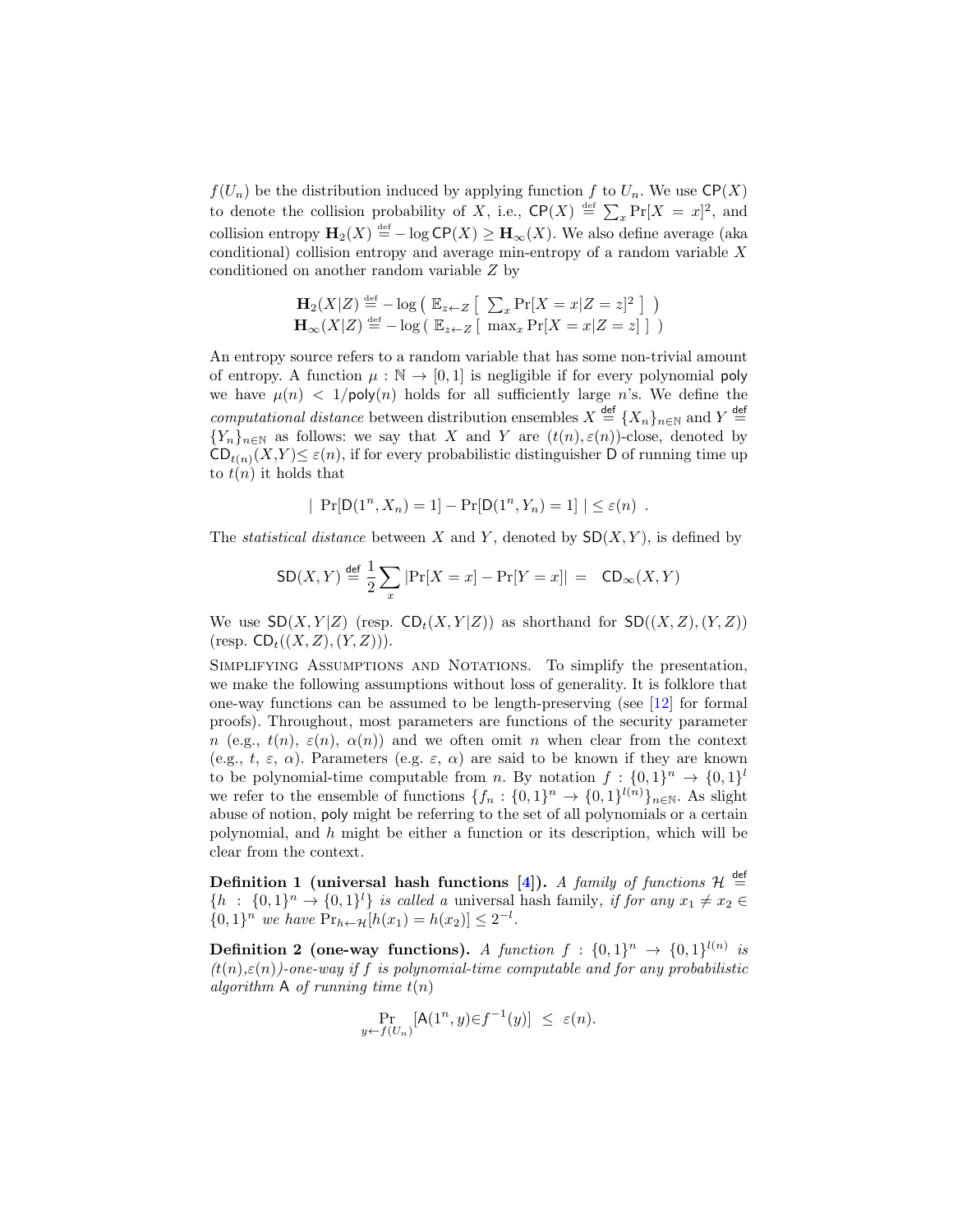$f(U_n)$ be the distribution induced by applying function $f$ to $U_n$. We use $\mathsf{CP}(X)$ to denote the collision probability of $X$, i.e., $\mathsf{CP}(X) \stackrel{\text{def}}{=} \sum_x \Pr[X = x]^2$, and collision entropy $\mathbf{H}_2(X) \stackrel{\text{def}}{=} -\log \mathsf{CP}(X) \geq \mathbf{H}_\infty(X)$. We also define average (aka conditional) collision entropy and average min-entropy of a random variable $X$ conditioned on another random variable $Z$ by

$$\mathbf{H}_2(X|Z) \stackrel{\text{def}}{=} -\log \big( \mathbb{E}_{z \leftarrow Z} \big[ \textstyle\sum_x \Pr[X = x | Z = z]^2 \big] \big)$$
$$\mathbf{H}_\infty(X|Z) \stackrel{\text{def}}{=} -\log \big( \mathbb{E}_{z \leftarrow Z} \big[ \max_x \Pr[X = x | Z = z] \big] \big)$$

An entropy source refers to a random variable that has some non-trivial amount of entropy. A function $\mu : \mathbb{N} \to [0, 1]$ is negligible if for every polynomial $\mathsf{poly}$ we have $\mu(n) < 1/\mathsf{poly}(n)$ holds for all sufficiently large $n$'s. We define the *computational distance* between distribution ensembles $X \stackrel{\text{def}}{=} \{X_n\}_{n \in \mathbb{N}}$ and $Y \stackrel{\text{def}}{=} \{Y_n\}_{n \in \mathbb{N}}$ as follows: we say that $X$ and $Y$ are $(t(n), \varepsilon(n))$-close, denoted by $\mathsf{CD}_{t(n)}(X,Y) \leq \varepsilon(n)$, if for every probabilistic distinguisher $\mathsf{D}$ of running time up to $t(n)$ it holds that

$$|\ \Pr[\mathsf{D}(1^n, X_n) = 1] - \Pr[\mathsf{D}(1^n, Y_n) = 1]\ | \leq \varepsilon(n)\ .$$

The *statistical distance* between $X$ and $Y$, denoted by $\mathsf{SD}(X, Y)$, is defined by

$$\mathsf{SD}(X, Y) \stackrel{\text{def}}{=} \frac{1}{2} \sum_x |\Pr[X = x] - \Pr[Y = x]| = \mathsf{CD}_\infty(X, Y)$$

We use $\mathsf{SD}(X, Y|Z)$ (resp. $\mathsf{CD}_t(X, Y|Z)$) as shorthand for $\mathsf{SD}((X, Z), (Y, Z))$ (resp. $\mathsf{CD}_t((X, Z), (Y, Z))$).

Simplifying Assumptions and Notations. To simplify the presentation, we make the following assumptions without loss of generality. It is folklore that one-way functions can be assumed to be length-preserving (see [12] for formal proofs). Throughout, most parameters are functions of the security parameter $n$ (e.g., $t(n)$, $\varepsilon(n)$, $\alpha(n)$) and we often omit $n$ when clear from the context (e.g., $t$, $\varepsilon$, $\alpha$). Parameters (e.g. $\varepsilon$, $\alpha$) are said to be known if they are known to be polynomial-time computable from $n$. By notation $f : \{0,1\}^n \to \{0,1\}^l$ we refer to the ensemble of functions $\{f_n : \{0,1\}^n \to \{0,1\}^{l(n)}\}_{n \in \mathbb{N}}$. As slight abuse of notion, $\mathsf{poly}$ might be referring to the set of all polynomials or a certain polynomial, and $h$ might be either a function or its description, which will be clear from the context.

**Definition 1 (universal hash functions [4]).** *A family of functions $\mathcal{H} \stackrel{\text{def}}{=} \{h : \{0,1\}^n \to \{0,1\}^l\}$ is called a* universal hash family, *if for any $x_1 \neq x_2 \in \{0,1\}^n$ we have $\Pr_{h \leftarrow \mathcal{H}}[h(x_1) = h(x_2)] \leq 2^{-l}$.*

**Definition 2 (one-way functions).** *A function $f : \{0,1\}^n \to \{0,1\}^{l(n)}$ is $(t(n)$,$\varepsilon(n))$-one-way if $f$ is polynomial-time computable and for any probabilistic algorithm $\mathsf{A}$ of running time $t(n)$*

$$\Pr_{y \leftarrow f(U_n)}[\mathsf{A}(1^n, y) \in f^{-1}(y)] \ \leq\ \varepsilon(n).$$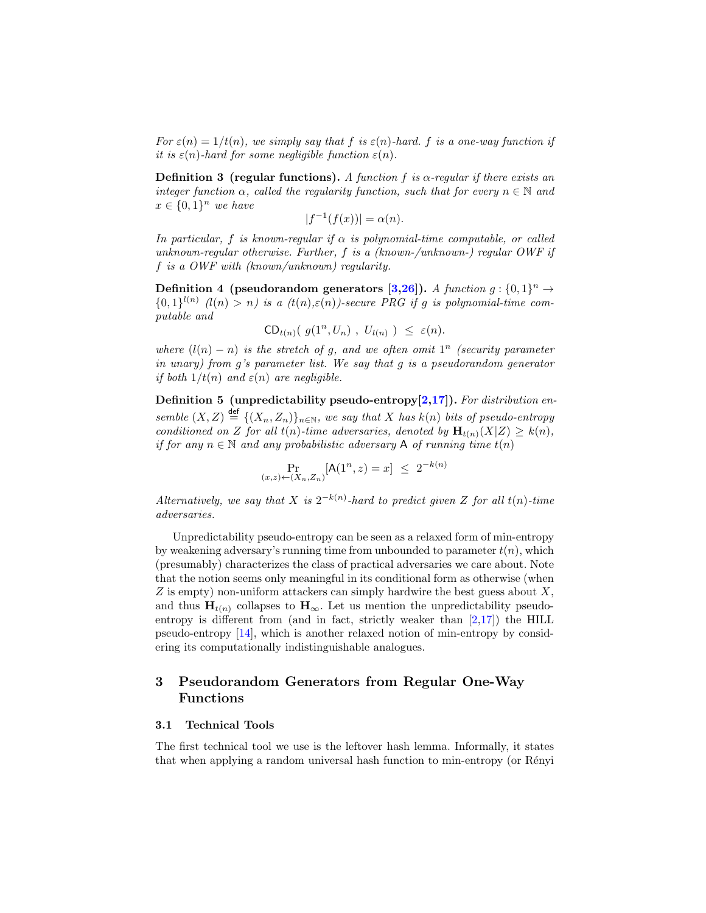*For $\varepsilon(n) = 1/t(n)$, we simply say that $f$ is $\varepsilon(n)$-hard. $f$ is a one-way function if it is $\varepsilon(n)$-hard for some negligible function $\varepsilon(n)$.*

**Definition 3 (regular functions).** *A function $f$ is $\alpha$-regular if there exists an integer function $\alpha$, called the regularity function, such that for every $n \in \mathbb{N}$ and $x \in \{0,1\}^n$ we have*

$$|f^{-1}(f(x))| = \alpha(n).$$

*In particular, $f$ is known-regular if $\alpha$ is polynomial-time computable, or called unknown-regular otherwise. Further, $f$ is a (known-/unknown-) regular OWF if $f$ is a OWF with (known/unknown) regularity.*

**Definition 4 (pseudorandom generators [3,26]).** *A function $g : \{0,1\}^n \to \{0,1\}^{l(n)}$ ($l(n) > n$) is a $(t(n)$,$\varepsilon(n))$-secure PRG if $g$ is polynomial-time computable and*

$$\mathsf{CD}_{t(n)}(\ g(1^n, U_n)\ ,\ U_{l(n)}\ )\ \le\ \varepsilon(n).$$

*where $(l(n) - n)$ is the stretch of $g$, and we often omit $1^n$ (security parameter in unary) from $g$'s parameter list. We say that $g$ is a pseudorandom generator if both $1/t(n)$ and $\varepsilon(n)$ are negligible.*

**Definition 5 (unpredictability pseudo-entropy[2,17]).** *For distribution ensemble $(X,Z) \stackrel{\mathsf{def}}{=} \{(X_n, Z_n)\}_{n\in\mathbb{N}}$, we say that $X$ has $k(n)$ bits of pseudo-entropy conditioned on $Z$ for all $t(n)$-time adversaries, denoted by $\mathbf{H}_{t(n)}(X|Z) \ge k(n)$, if for any $n \in \mathbb{N}$ and any probabilistic adversary $\mathsf{A}$ of running time $t(n)$*

$$\Pr_{(x,z)\leftarrow(X_n,Z_n)}[\mathsf{A}(1^n, z) = x]\ \le\ 2^{-k(n)}$$

*Alternatively, we say that $X$ is $2^{-k(n)}$-hard to predict given $Z$ for all $t(n)$-time adversaries.*

Unpredictability pseudo-entropy can be seen as a relaxed form of min-entropy by weakening adversary's running time from unbounded to parameter $t(n)$, which (presumably) characterizes the class of practical adversaries we care about. Note that the notion seems only meaningful in its conditional form as otherwise (when $Z$ is empty) non-uniform attackers can simply hardwire the best guess about $X$, and thus $\mathbf{H}_{t(n)}$ collapses to $\mathbf{H}_\infty$. Let us mention the unpredictability pseudo-entropy is different from (and in fact, strictly weaker than [2,17]) the HILL pseudo-entropy [14], which is another relaxed notion of min-entropy by considering its computationally indistinguishable analogues.

## 3 Pseudorandom Generators from Regular One-Way Functions

### 3.1 Technical Tools

The first technical tool we use is the leftover hash lemma. Informally, it states that when applying a random universal hash function to min-entropy (or Rényi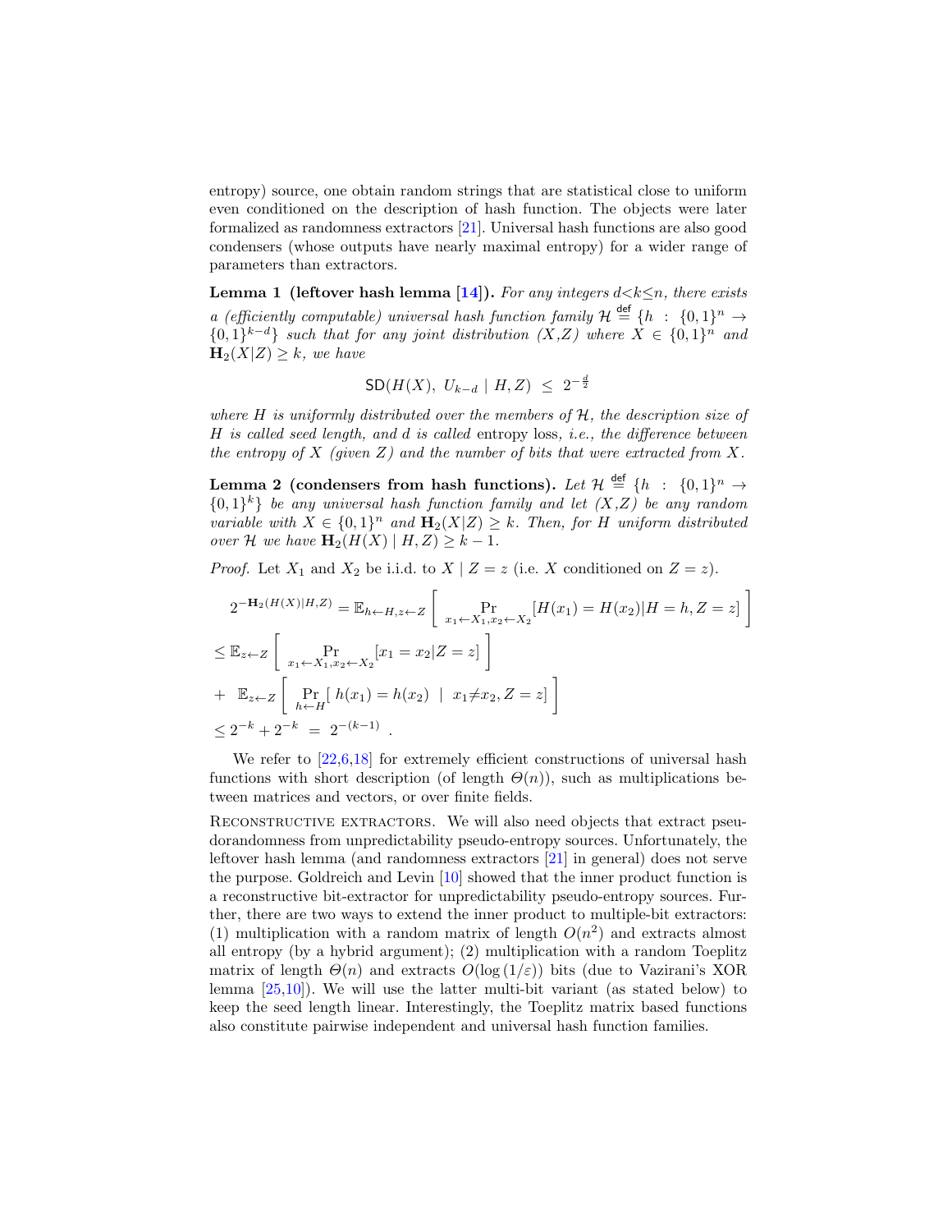entropy) source, one obtain random strings that are statistical close to uniform even conditioned on the description of hash function. The objects were later formalized as randomness extractors [21]. Universal hash functions are also good condensers (whose outputs have nearly maximal entropy) for a wider range of parameters than extractors.

**Lemma 1 (leftover hash lemma [14]).** *For any integers $d<k\leq n$, there exists a (efficiently computable) universal hash function family $\mathcal{H} \stackrel{\mathsf{def}}{=} \{h : \{0,1\}^n \rightarrow \{0,1\}^{k-d}\}$ such that for any joint distribution $(X,Z)$ where $X \in \{0,1\}^n$ and $\mathbf{H}_2(X|Z) \geq k$, we have*

$$\mathsf{SD}(H(X),\ U_{k-d} \mid H, Z) \ \leq \ 2^{-\frac{d}{2}}$$

*where $H$ is uniformly distributed over the members of $\mathcal{H}$, the description size of $H$ is called seed length, and $d$ is called* entropy loss, *i.e., the difference between the entropy of $X$ (given $Z$) and the number of bits that were extracted from $X$.*

**Lemma 2 (condensers from hash functions).** *Let $\mathcal{H} \stackrel{\mathsf{def}}{=} \{h : \{0,1\}^n \rightarrow \{0,1\}^k\}$ be any universal hash function family and let $(X,Z)$ be any random variable with $X \in \{0,1\}^n$ and $\mathbf{H}_2(X|Z) \geq k$. Then, for $H$ uniform distributed over $\mathcal{H}$ we have $\mathbf{H}_2(H(X) \mid H, Z) \geq k-1$.*

*Proof.* Let $X_1$ and $X_2$ be i.i.d. to $X \mid Z=z$ (i.e. $X$ conditioned on $Z=z$).

$$2^{-\mathbf{H}_2(H(X)|H,Z)} = \mathbb{E}_{h\leftarrow H, z\leftarrow Z}\left[\ \Pr_{x_1\leftarrow X_1, x_2\leftarrow X_2}[H(x_1)=H(x_2)|H=h, Z=z]\ \right]$$

$$\leq \mathbb{E}_{z\leftarrow Z}\left[\ \Pr_{x_1\leftarrow X_1, x_2\leftarrow X_2}[x_1=x_2|Z=z]\ \right]$$

$$+\ \ \mathbb{E}_{z\leftarrow Z}\left[\ \Pr_{h\leftarrow H}[\ h(x_1)=h(x_2)\ \mid\ x_1{\neq}x_2, Z=z]\ \right]$$

$$\leq 2^{-k} + 2^{-k} \ = \ 2^{-(k-1)}\ .$$

We refer to [22,6,18] for extremely efficient constructions of universal hash functions with short description (of length $\Theta(n)$), such as multiplications between matrices and vectors, or over finite fields.

Reconstructive extractors. We will also need objects that extract pseudorandomness from unpredictability pseudo-entropy sources. Unfortunately, the leftover hash lemma (and randomness extractors [21] in general) does not serve the purpose. Goldreich and Levin [10] showed that the inner product function is a reconstructive bit-extractor for unpredictability pseudo-entropy sources. Further, there are two ways to extend the inner product to multiple-bit extractors: (1) multiplication with a random matrix of length $O(n^2)$ and extracts almost all entropy (by a hybrid argument); (2) multiplication with a random Toeplitz matrix of length $\Theta(n)$ and extracts $O(\log(1/\varepsilon))$ bits (due to Vazirani's XOR lemma [25,10]). We will use the latter multi-bit variant (as stated below) to keep the seed length linear. Interestingly, the Toeplitz matrix based functions also constitute pairwise independent and universal hash function families.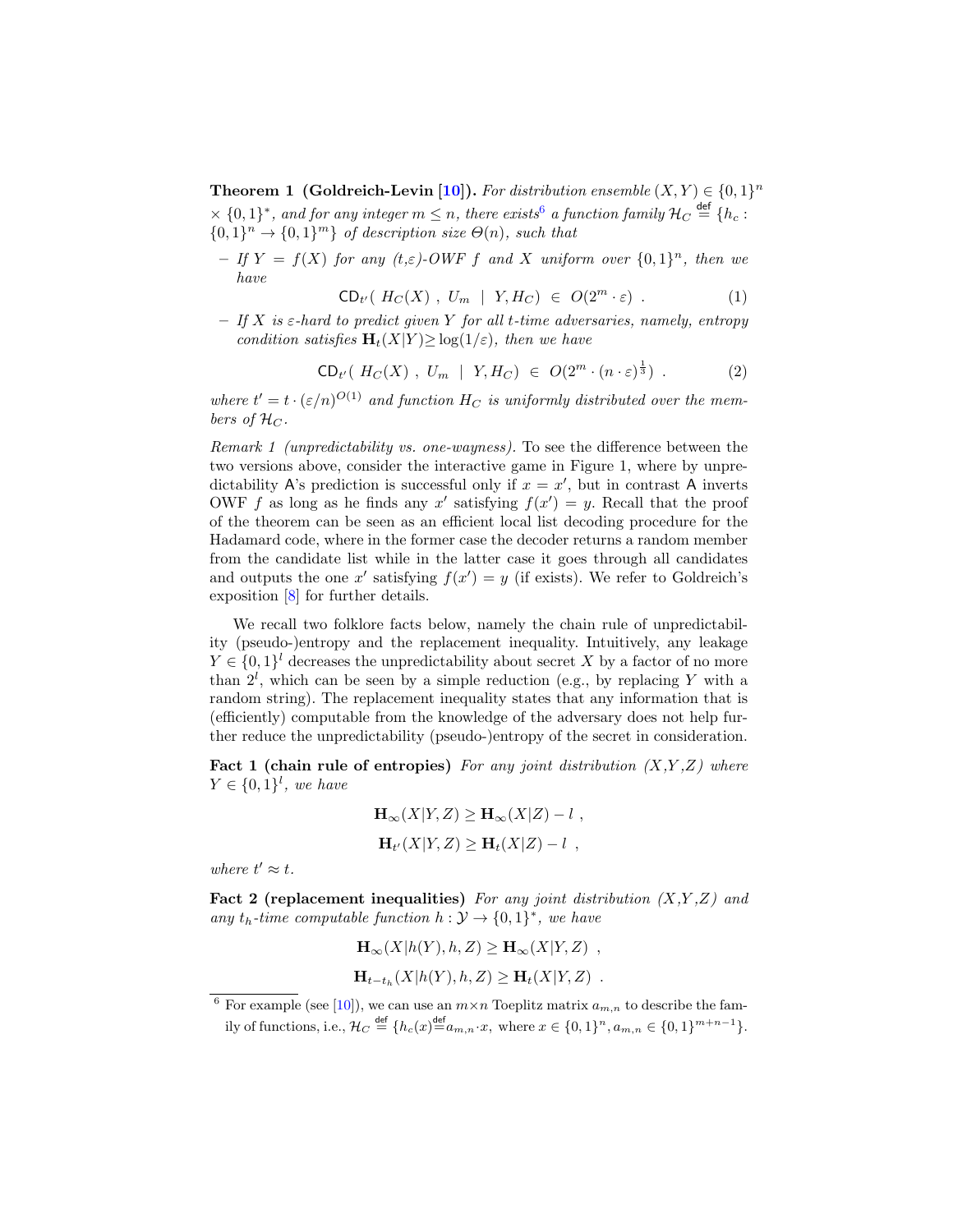**Theorem 1 (Goldreich-Levin [10]).** *For distribution ensemble $(X,Y) \in \{0,1\}^n \times \{0,1\}^*$, and for any integer $m \le n$, there exists*[6] *a function family $\mathcal{H}_C \stackrel{\text{def}}{=} \{h_c : \{0,1\}^n \to \{0,1\}^m\}$ of description size $\Theta(n)$, such that*

– *If $Y = f(X)$ for any $(t,\varepsilon)$-OWF $f$ and $X$ uniform over $\{0,1\}^n$, then we have*

$$\mathsf{CD}_{t'}(\ H_C(X)\ ,\ U_m\ \ |\ \ Y, H_C)\ \in\ O(2^m \cdot \varepsilon)\ . \tag{1}$$

– *If $X$ is $\varepsilon$-hard to predict given $Y$ for all $t$-time adversaries, namely, entropy condition satisfies $\mathbf{H}_t(X|Y) \ge \log(1/\varepsilon)$, then we have*

$$\mathsf{CD}_{t'}(\ H_C(X)\ ,\ U_m\ \ |\ \ Y, H_C)\ \in\ O(2^m \cdot (n \cdot \varepsilon)^{\frac{1}{3}})\ . \tag{2}$$

*where $t' = t \cdot (\varepsilon/n)^{O(1)}$ and function $H_C$ is uniformly distributed over the members of $\mathcal{H}_C$.*

*Remark 1 (unpredictability vs. one-wayness).* To see the difference between the two versions above, consider the interactive game in Figure 1, where by unpredictability $\mathsf{A}$'s prediction is successful only if $x = x'$, but in contrast $\mathsf{A}$ inverts OWF $f$ as long as he finds any $x'$ satisfying $f(x') = y$. Recall that the proof of the theorem can be seen as an efficient local list decoding procedure for the Hadamard code, where in the former case the decoder returns a random member from the candidate list while in the latter case it goes through all candidates and outputs the one $x'$ satisfying $f(x') = y$ (if exists). We refer to Goldreich's exposition [8] for further details.

We recall two folklore facts below, namely the chain rule of unpredictability (pseudo-)entropy and the replacement inequality. Intuitively, any leakage $Y \in \{0,1\}^l$ decreases the unpredictability about secret $X$ by a factor of no more than $2^l$, which can be seen by a simple reduction (e.g., by replacing $Y$ with a random string). The replacement inequality states that any information that is (efficiently) computable from the knowledge of the adversary does not help further reduce the unpredictability (pseudo-)entropy of the secret in consideration.

**Fact 1 (chain rule of entropies)** *For any joint distribution $(X,Y,Z)$ where $Y \in \{0,1\}^l$, we have*

$$\mathbf{H}_\infty(X|Y,Z) \ge \mathbf{H}_\infty(X|Z) - l\ ,$$

$$\mathbf{H}_{t'}(X|Y,Z) \ge \mathbf{H}_t(X|Z) - l\ ,$$

*where $t' \approx t$.*

**Fact 2 (replacement inequalities)** *For any joint distribution $(X,Y,Z)$ and any $t_h$-time computable function $h : \mathcal{Y} \to \{0,1\}^*$, we have*

$$\mathbf{H}_\infty(X|h(Y), h, Z) \ge \mathbf{H}_\infty(X|Y,Z)\ ,$$

$$\mathbf{H}_{t-t_h}(X|h(Y), h, Z) \ge \mathbf{H}_t(X|Y,Z)\ .$$

---

[6] For example (see [10]), we can use an $m \times n$ Toeplitz matrix $a_{m,n}$ to describe the family of functions, i.e., $\mathcal{H}_C \stackrel{\text{def}}{=} \{h_c(x) \stackrel{\text{def}}{=} a_{m,n} \cdot x$, where $x \in \{0,1\}^n, a_{m,n} \in \{0,1\}^{m+n-1}\}$.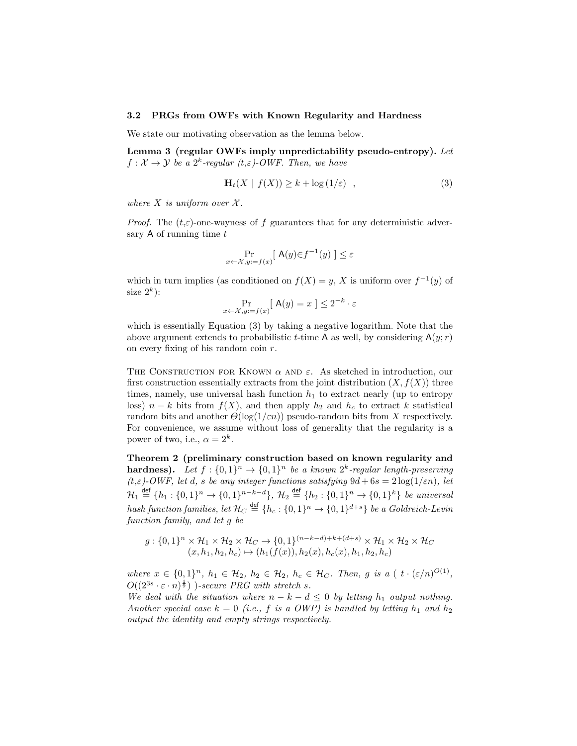### 3.2 PRGs from OWFs with Known Regularity and Hardness

We state our motivating observation as the lemma below.

**Lemma 3 (regular OWFs imply unpredictability pseudo-entropy).** *Let $f : \mathcal{X} \to \mathcal{Y}$ be a $2^k$-regular $(t,\varepsilon)$-OWF. Then, we have*

$$\mathbf{H}_t(X \mid f(X)) \geq k + \log(1/\varepsilon) \quad , \tag{3}$$

*where $X$ is uniform over $\mathcal{X}$.*

*Proof.* The $(t,\varepsilon)$-one-wayness of $f$ guarantees that for any deterministic adversary $\mathsf{A}$ of running time $t$

$$\Pr_{x \leftarrow \mathcal{X}, y := f(x)}[\ \mathsf{A}(y) \in f^{-1}(y)\ ] \leq \varepsilon$$

which in turn implies (as conditioned on $f(X) = y$, $X$ is uniform over $f^{-1}(y)$ of size $2^k$):

$$\Pr_{x \leftarrow \mathcal{X}, y := f(x)}[\ \mathsf{A}(y) = x\ ] \leq 2^{-k} \cdot \varepsilon$$

which is essentially Equation (3) by taking a negative logarithm. Note that the above argument extends to probabilistic $t$-time $\mathsf{A}$ as well, by considering $\mathsf{A}(y; r)$ on every fixing of his random coin $r$.

The Construction for Known $\alpha$ and $\varepsilon$. As sketched in introduction, our first construction essentially extracts from the joint distribution $(X, f(X))$ three times, namely, use universal hash function $h_1$ to extract nearly (up to entropy loss) $n - k$ bits from $f(X)$, and then apply $h_2$ and $h_c$ to extract $k$ statistical random bits and another $\Theta(\log(1/\varepsilon n))$ pseudo-random bits from $X$ respectively. For convenience, we assume without loss of generality that the regularity is a power of two, i.e., $\alpha = 2^k$.

**Theorem 2 (preliminary construction based on known regularity and hardness).** *Let $f : \{0,1\}^n \to \{0,1\}^n$ be a known $2^k$-regular length-preserving $(t,\varepsilon)$-OWF, let $d$, $s$ be any integer functions satisfying $9d + 6s = 2\log(1/\varepsilon n)$, let $\mathcal{H}_1 \stackrel{\mathsf{def}}{=} \{h_1 : \{0,1\}^n \to \{0,1\}^{n-k-d}\}$, $\mathcal{H}_2 \stackrel{\mathsf{def}}{=} \{h_2 : \{0,1\}^n \to \{0,1\}^k\}$ be universal hash function families, let $\mathcal{H}_C \stackrel{\mathsf{def}}{=} \{h_c : \{0,1\}^n \to \{0,1\}^{d+s}\}$ be a Goldreich-Levin function family, and let $g$ be*

$$g : \{0,1\}^n \times \mathcal{H}_1 \times \mathcal{H}_2 \times \mathcal{H}_C \to \{0,1\}^{(n-k-d)+k+(d+s)} \times \mathcal{H}_1 \times \mathcal{H}_2 \times \mathcal{H}_C$$
$$(x, h_1, h_2, h_c) \mapsto (h_1(f(x)), h_2(x), h_c(x), h_1, h_2, h_c)$$

*where $x \in \{0,1\}^n$, $h_1 \in \mathcal{H}_2$, $h_2 \in \mathcal{H}_2$, $h_c \in \mathcal{H}_C$. Then, $g$ is a ( $t \cdot (\varepsilon/n)^{O(1)}$, $O((2^{3s} \cdot \varepsilon \cdot n)^{\frac{1}{9}})$ )-secure PRG with stretch $s$.*
*We deal with the situation where $n - k - d \leq 0$ by letting $h_1$ output nothing. Another special case $k = 0$ (i.e., $f$ is a OWP) is handled by letting $h_1$ and $h_2$ output the identity and empty strings respectively.*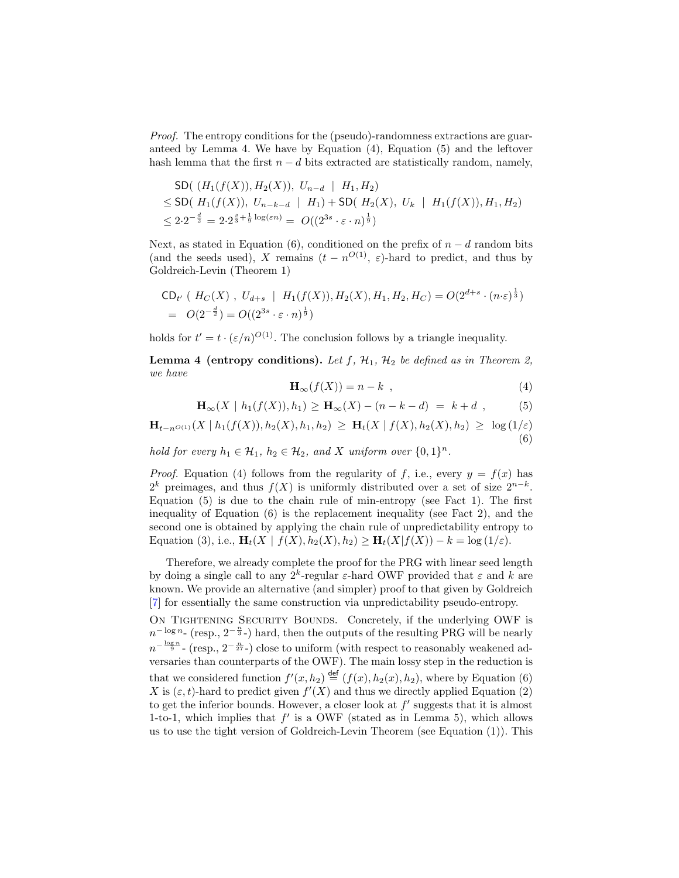*Proof.* The entropy conditions for the (pseudo)-randomness extractions are guaranteed by Lemma 4. We have by Equation (4), Equation (5) and the leftover hash lemma that the first $n-d$ bits extracted are statistically random, namely,

$$
\begin{aligned}
&\mathsf{SD}(\ (H_1(f(X)), H_2(X)),\ U_{n-d} \ \mid\ H_1, H_2)\\
&\leq \mathsf{SD}(\ H_1(f(X)),\ U_{n-k-d} \ \mid\ H_1) + \mathsf{SD}(\ H_2(X),\ U_k \ \mid\ H_1(f(X)), H_1, H_2)\\
&\leq 2{\cdot}2^{-\frac{d}{2}} = 2{\cdot}2^{\frac{s}{3}+\frac{1}{9}\log(\varepsilon n)} =\ O((2^{3s}\cdot\varepsilon\cdot n)^{\frac{1}{9}})
\end{aligned}
$$

Next, as stated in Equation (6), conditioned on the prefix of $n-d$ random bits (and the seeds used), $X$ remains $(t-n^{O(1)},\ \varepsilon)$-hard to predict, and thus by Goldreich-Levin (Theorem 1)

$$
\begin{aligned}
&\mathsf{CD}_{t'}\ (\ H_C(X)\ ,\ U_{d+s}\ \mid\ H_1(f(X)), H_2(X), H_1, H_2, H_C) = O(2^{d+s}\cdot(n{\cdot}\varepsilon)^{\frac{1}{3}})\\
&=\ \ O(2^{-\frac{d}{2}}) = O((2^{3s}\cdot\varepsilon\cdot n)^{\frac{1}{9}})
\end{aligned}
$$

holds for $t' = t\cdot(\varepsilon/n)^{O(1)}$. The conclusion follows by a triangle inequality.

**Lemma 4 (entropy conditions).** *Let $f$, $\mathcal{H}_1$, $\mathcal{H}_2$ be defined as in Theorem 2, we have*

$$
\mathbf{H}_\infty(f(X)) = n-k\ , \tag{4}
$$

$$
\mathbf{H}_\infty(X \mid h_1(f(X)), h_1) \geq \mathbf{H}_\infty(X) - (n-k-d)\ =\ k+d\ , \tag{5}
$$

$$
\mathbf{H}_{t-n^{O(1)}}(X \mid h_1(f(X)), h_2(X), h_1, h_2)\ \geq\ \mathbf{H}_t(X \mid f(X), h_2(X), h_2)\ \geq\ \log(1/\varepsilon) \tag{6}
$$

*hold for every $h_1 \in \mathcal{H}_1$, $h_2 \in \mathcal{H}_2$, and $X$ uniform over $\{0,1\}^n$.*

*Proof.* Equation (4) follows from the regularity of $f$, i.e., every $y = f(x)$ has $2^k$ preimages, and thus $f(X)$ is uniformly distributed over a set of size $2^{n-k}$. Equation (5) is due to the chain rule of min-entropy (see Fact 1). The first inequality of Equation (6) is the replacement inequality (see Fact 2), and the second one is obtained by applying the chain rule of unpredictability entropy to Equation (3), i.e., $\mathbf{H}_t(X \mid f(X), h_2(X), h_2) \geq \mathbf{H}_t(X|f(X)) - k = \log(1/\varepsilon)$.

Therefore, we already complete the proof for the PRG with linear seed length by doing a single call to any $2^k$-regular $\varepsilon$-hard OWF provided that $\varepsilon$ and $k$ are known. We provide an alternative (and simpler) proof to that given by Goldreich [7] for essentially the same construction via unpredictability pseudo-entropy.

On Tightening Security Bounds. Concretely, if the underlying OWF is $n^{-\log n}$- (resp., $2^{-\frac{n}{3}}$-) hard, then the outputs of the resulting PRG will be nearly $n^{-\frac{\log n}{9}}$- (resp., $2^{-\frac{n}{27}}$-) close to uniform (with respect to reasonably weakened adversaries than counterparts of the OWF). The main lossy step in the reduction is that we considered function $f'(x,h_2) \stackrel{\mathsf{def}}{=} (f(x), h_2(x), h_2)$, where by Equation (6) $X$ is $(\varepsilon, t)$-hard to predict given $f'(X)$ and thus we directly applied Equation (2) to get the inferior bounds. However, a closer look at $f'$ suggests that it is almost 1-to-1, which implies that $f'$ is a OWF (stated as in Lemma 5), which allows us to use the tight version of Goldreich-Levin Theorem (see Equation (1)). This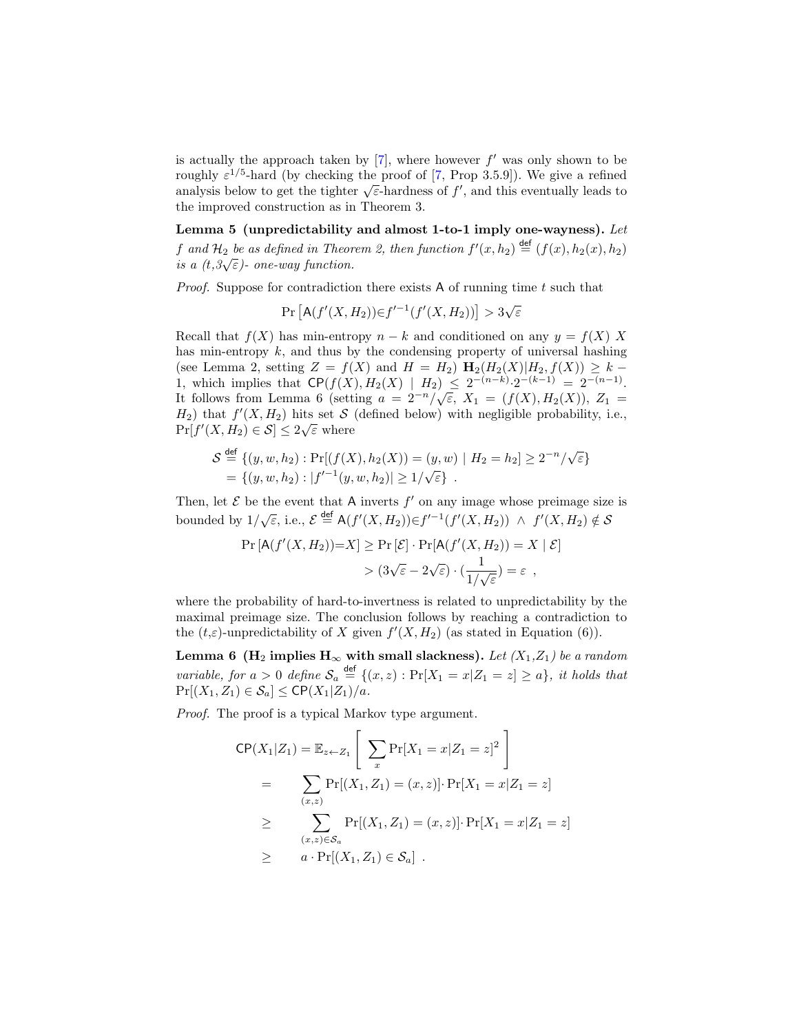is actually the approach taken by [7], where however $f'$ was only shown to be roughly $\varepsilon^{1/5}$-hard (by checking the proof of [7, Prop 3.5.9]). We give a refined analysis below to get the tighter $\sqrt{\varepsilon}$-hardness of $f'$, and this eventually leads to the improved construction as in Theorem 3.

**Lemma 5 (unpredictability and almost 1-to-1 imply one-wayness).** *Let $f$ and $\mathcal{H}_2$ be as defined in Theorem 2, then function $f'(x,h_2) \stackrel{\mathsf{def}}{=} (f(x),h_2(x),h_2)$ is a $(t,3\sqrt{\varepsilon})$- one-way function.*

*Proof.* Suppose for contradiction there exists $\mathsf{A}$ of running time $t$ such that

$$\Pr\left[\mathsf{A}(f'(X,H_2)) \in f'^{-1}(f'(X,H_2))\right] > 3\sqrt{\varepsilon}$$

Recall that $f(X)$ has min-entropy $n-k$ and conditioned on any $y=f(X)$ $X$ has min-entropy $k$, and thus by the condensing property of universal hashing (see Lemma 2, setting $Z=f(X)$ and $H=H_2$) $\mathbf{H}_2(H_2(X)|H_2,f(X)) \geq k-1$, which implies that $\mathsf{CP}(f(X),H_2(X) \mid H_2) \leq 2^{-(n-k)} \cdot 2^{-(k-1)} = 2^{-(n-1)}$. It follows from Lemma 6 (setting $a=2^{-n}/\sqrt{\varepsilon}$, $X_1=(f(X),H_2(X))$, $Z_1=H_2$) that $f'(X,H_2)$ hits set $\mathcal{S}$ (defined below) with negligible probability, i.e., $\Pr[f'(X,H_2)\in\mathcal{S}] \leq 2\sqrt{\varepsilon}$ where

$$\begin{aligned}
\mathcal{S} &\stackrel{\mathsf{def}}{=} \{(y,w,h_2) : \Pr[(f(X),h_2(X))=(y,w) \mid H_2=h_2] \geq 2^{-n}/\sqrt{\varepsilon}\} \\
&= \{(y,w,h_2) : |f'^{-1}(y,w,h_2)| \geq 1/\sqrt{\varepsilon}\} \ .
\end{aligned}$$

Then, let $\mathcal{E}$ be the event that $\mathsf{A}$ inverts $f'$ on any image whose preimage size is bounded by $1/\sqrt{\varepsilon}$, i.e., $\mathcal{E} \stackrel{\mathsf{def}}{=} \mathsf{A}(f'(X,H_2)) \in f'^{-1}(f'(X,H_2)) \ \wedge \ f'(X,H_2) \notin \mathcal{S}$

$$\begin{aligned}
\Pr\left[\mathsf{A}(f'(X,H_2))=X\right] &\geq \Pr\left[\mathcal{E}\right] \cdot \Pr[\mathsf{A}(f'(X,H_2))=X \mid \mathcal{E}] \\
&> (3\sqrt{\varepsilon}-2\sqrt{\varepsilon}) \cdot \left(\frac{1}{1/\sqrt{\varepsilon}}\right) = \varepsilon \ ,
\end{aligned}$$

where the probability of hard-to-invertness is related to unpredictability by the maximal preimage size. The conclusion follows by reaching a contradiction to the $(t,\varepsilon)$-unpredictability of $X$ given $f'(X,H_2)$ (as stated in Equation (6)).

**Lemma 6 ($\mathbf{H}_2$ implies $\mathbf{H}_\infty$ with small slackness).** *Let $(X_1,Z_1)$ be a random variable, for $a>0$ define $\mathcal{S}_a \stackrel{\mathsf{def}}{=} \{(x,z) : \Pr[X_1=x|Z_1=z] \geq a\}$, it holds that $\Pr[(X_1,Z_1)\in\mathcal{S}_a] \leq \mathsf{CP}(X_1|Z_1)/a$.*

*Proof.* The proof is a typical Markov type argument.

$$\begin{aligned}
\mathsf{CP}(X_1|Z_1) &= \mathbb{E}_{z\leftarrow Z_1}\left[\ \sum_x \Pr[X_1=x|Z_1=z]^2\ \right] \\
&= \sum_{(x,z)} \Pr[(X_1,Z_1)=(x,z)] \cdot \Pr[X_1=x|Z_1=z] \\
&\geq \sum_{(x,z)\in\mathcal{S}_a} \Pr[(X_1,Z_1)=(x,z)] \cdot \Pr[X_1=x|Z_1=z] \\
&\geq a \cdot \Pr[(X_1,Z_1)\in\mathcal{S}_a] \ .
\end{aligned}$$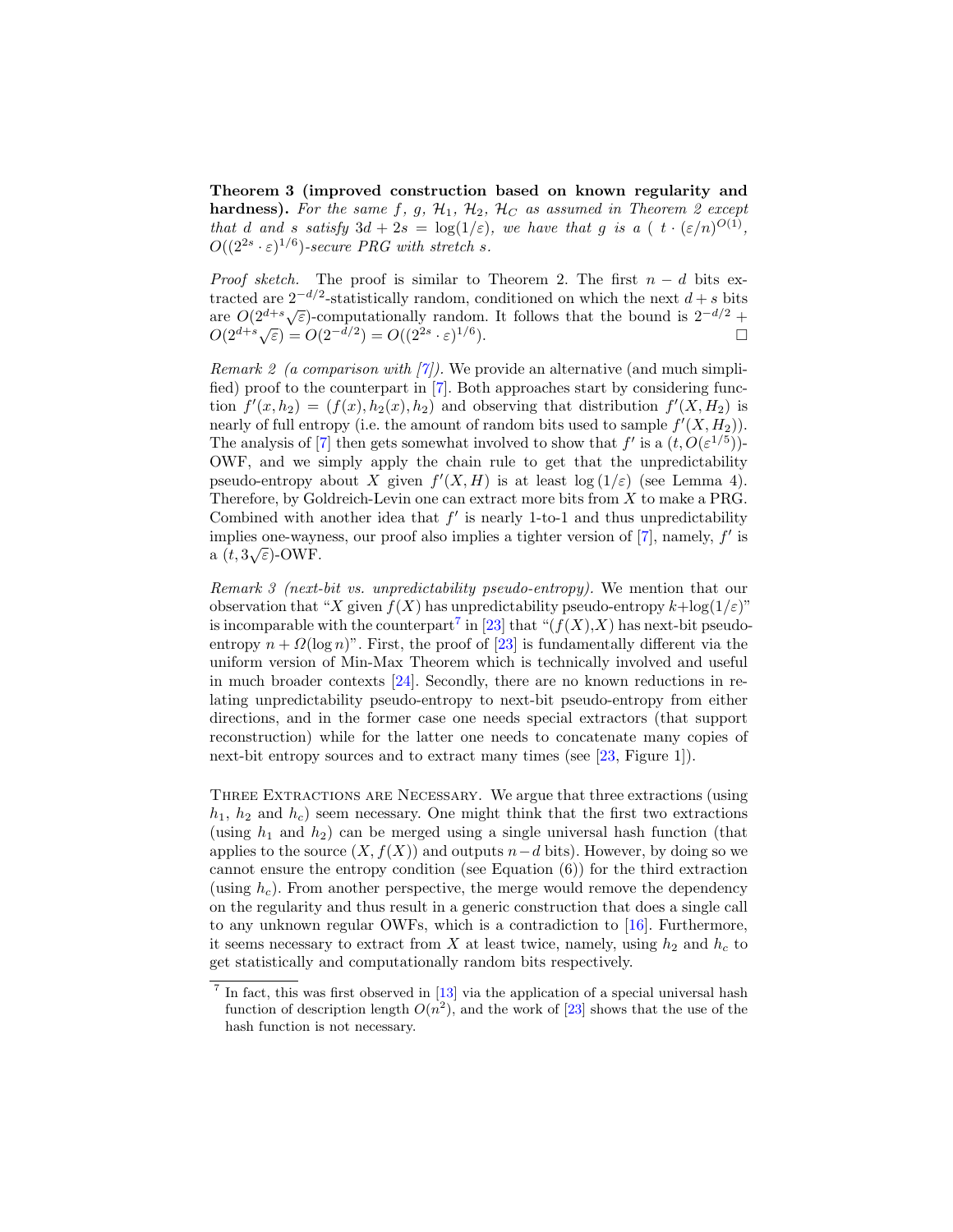**Theorem 3 (improved construction based on known regularity and hardness).** *For the same $f$, $g$, $\mathcal{H}_1$, $\mathcal{H}_2$, $\mathcal{H}_C$ as assumed in Theorem 2 except that $d$ and $s$ satisfy $3d + 2s = \log(1/\varepsilon)$, we have that $g$ is a ( $t \cdot (\varepsilon/n)^{O(1)}$, $O((2^{2s} \cdot \varepsilon)^{1/6})$-secure PRG with stretch $s$.*

*Proof sketch.* The proof is similar to Theorem 2. The first $n - d$ bits extracted are $2^{-d/2}$-statistically random, conditioned on which the next $d + s$ bits are $O(2^{d+s}\sqrt{\varepsilon})$-computationally random. It follows that the bound is $2^{-d/2} + O(2^{d+s}\sqrt{\varepsilon}) = O(2^{-d/2}) = O((2^{2s} \cdot \varepsilon)^{1/6})$. □

*Remark 2 (a comparison with [7]).* We provide an alternative (and much simplified) proof to the counterpart in [7]. Both approaches start by considering function $f'(x, h_2) = (f(x), h_2(x), h_2)$ and observing that distribution $f'(X, H_2)$ is nearly of full entropy (i.e. the amount of random bits used to sample $f'(X, H_2)$). The analysis of [7] then gets somewhat involved to show that $f'$ is a $(t, O(\varepsilon^{1/5}))$-OWF, and we simply apply the chain rule to get that the unpredictability pseudo-entropy about $X$ given $f'(X, H)$ is at least $\log(1/\varepsilon)$ (see Lemma 4). Therefore, by Goldreich-Levin one can extract more bits from $X$ to make a PRG. Combined with another idea that $f'$ is nearly 1-to-1 and thus unpredictability implies one-wayness, our proof also implies a tighter version of [7], namely, $f'$ is a $(t, 3\sqrt{\varepsilon})$-OWF.

*Remark 3 (next-bit vs. unpredictability pseudo-entropy).* We mention that our observation that "$X$ given $f(X)$ has unpredictability pseudo-entropy $k + \log(1/\varepsilon)$" is incomparable with the counterpart[7] in [23] that "$(f(X), X)$ has next-bit pseudo-entropy $n + \Omega(\log n)$". First, the proof of [23] is fundamentally different via the uniform version of Min-Max Theorem which is technically involved and useful in much broader contexts [24]. Secondly, there are no known reductions in relating unpredictability pseudo-entropy to next-bit pseudo-entropy from either directions, and in the former case one needs special extractors (that support reconstruction) while for the latter one needs to concatenate many copies of next-bit entropy sources and to extract many times (see [23, Figure 1]).

Three Extractions are Necessary. We argue that three extractions (using $h_1$, $h_2$ and $h_c$) seem necessary. One might think that the first two extractions (using $h_1$ and $h_2$) can be merged using a single universal hash function (that applies to the source $(X, f(X))$ and outputs $n - d$ bits). However, by doing so we cannot ensure the entropy condition (see Equation (6)) for the third extraction (using $h_c$). From another perspective, the merge would remove the dependency on the regularity and thus result in a generic construction that does a single call to any unknown regular OWFs, which is a contradiction to [16]. Furthermore, it seems necessary to extract from $X$ at least twice, namely, using $h_2$ and $h_c$ to get statistically and computationally random bits respectively.

[7] In fact, this was first observed in [13] via the application of a special universal hash function of description length $O(n^2)$, and the work of [23] shows that the use of the hash function is not necessary.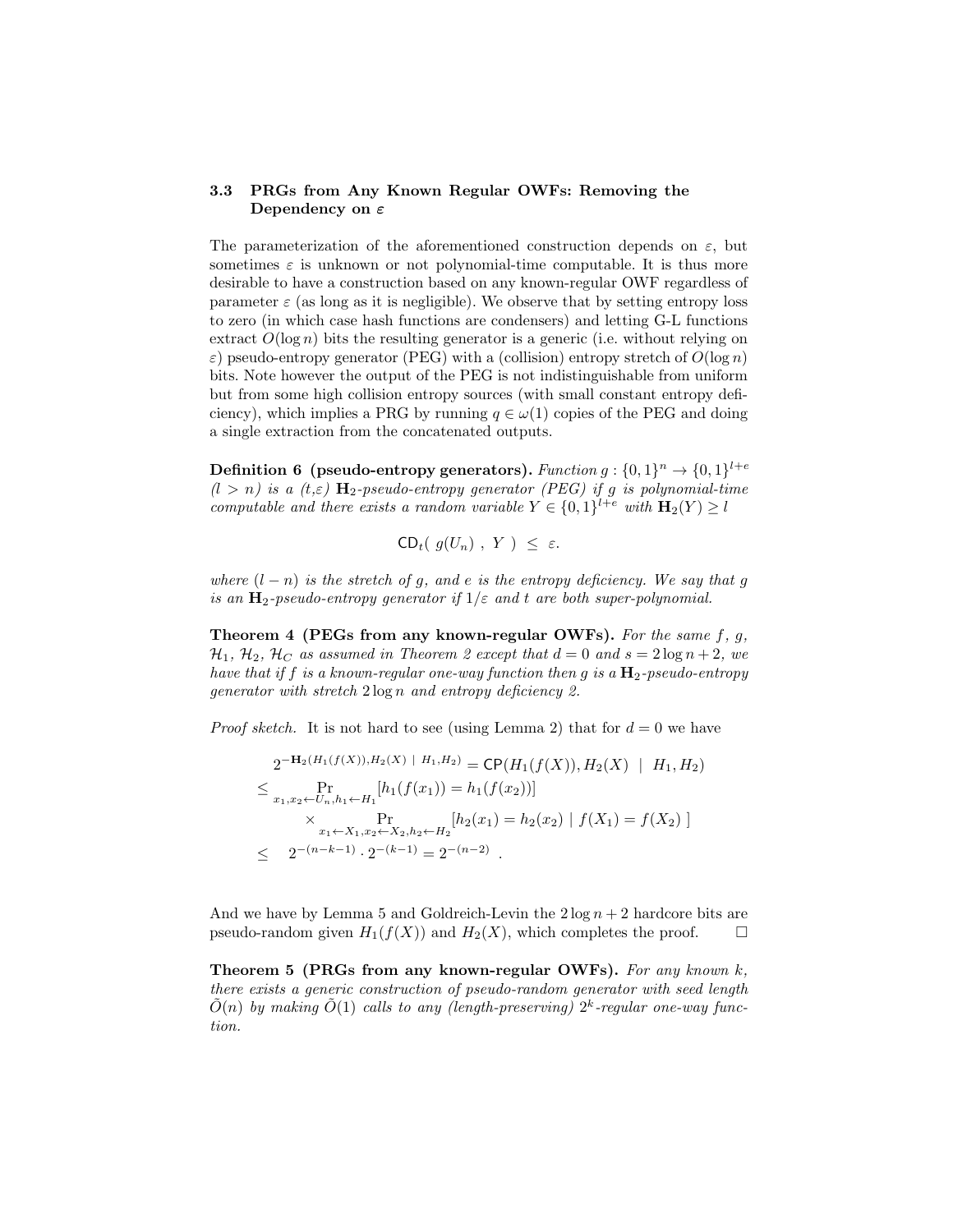### 3.3 PRGs from Any Known Regular OWFs: Removing the Dependency on $\varepsilon$

The parameterization of the aforementioned construction depends on $\varepsilon$, but sometimes $\varepsilon$ is unknown or not polynomial-time computable. It is thus more desirable to have a construction based on any known-regular OWF regardless of parameter $\varepsilon$ (as long as it is negligible). We observe that by setting entropy loss to zero (in which case hash functions are condensers) and letting G-L functions extract $O(\log n)$ bits the resulting generator is a generic (i.e. without relying on $\varepsilon$) pseudo-entropy generator (PEG) with a (collision) entropy stretch of $O(\log n)$ bits. Note however the output of the PEG is not indistinguishable from uniform but from some high collision entropy sources (with small constant entropy deficiency), which implies a PRG by running $q \in \omega(1)$ copies of the PEG and doing a single extraction from the concatenated outputs.

**Definition 6 (pseudo-entropy generators).** *Function $g : \{0,1\}^n \to \{0,1\}^{l+e}$ ($l > n$) is a $(t,\varepsilon)$ $\mathbf{H}_2$-pseudo-entropy generator (PEG) if $g$ is polynomial-time computable and there exists a random variable $Y \in \{0,1\}^{l+e}$ with $\mathbf{H}_2(Y) \geq l$*

$$\mathsf{CD}_t(\ g(U_n)\ ,\ Y\ )\ \leq\ \varepsilon.$$

*where $(l-n)$ is the stretch of $g$, and $e$ is the entropy deficiency. We say that $g$ is an $\mathbf{H}_2$-pseudo-entropy generator if $1/\varepsilon$ and $t$ are both super-polynomial.*

**Theorem 4 (PEGs from any known-regular OWFs).** *For the same $f$, $g$, $\mathcal{H}_1$, $\mathcal{H}_2$, $\mathcal{H}_C$ as assumed in Theorem 2 except that $d = 0$ and $s = 2\log n + 2$, we have that if $f$ is a known-regular one-way function then $g$ is a $\mathbf{H}_2$-pseudo-entropy generator with stretch $2\log n$ and entropy deficiency 2.*

*Proof sketch.* It is not hard to see (using Lemma 2) that for $d = 0$ we have

$$\begin{aligned}
&2^{-\mathbf{H}_2(H_1(f(X)),H_2(X)\ |\ H_1,H_2)} = \mathsf{CP}(H_1(f(X)), H_2(X)\ \ |\ \ H_1, H_2)\\
\leq\ & \Pr_{x_1,x_2 \leftarrow U_n, h_1 \leftarrow H_1}[h_1(f(x_1)) = h_1(f(x_2))]\\
&\quad \times \Pr_{x_1 \leftarrow X_1, x_2 \leftarrow X_2, h_2 \leftarrow H_2}[h_2(x_1) = h_2(x_2)\ |\ f(X_1) = f(X_2)\ ]\\
\leq\ &\ 2^{-(n-k-1)} \cdot 2^{-(k-1)} = 2^{-(n-2)}\ .
\end{aligned}$$

And we have by Lemma 5 and Goldreich-Levin the $2\log n + 2$ hardcore bits are pseudo-random given $H_1(f(X))$ and $H_2(X)$, which completes the proof. □

**Theorem 5 (PRGs from any known-regular OWFs).** *For any known $k$, there exists a generic construction of pseudo-random generator with seed length $\tilde{O}(n)$ by making $\tilde{O}(1)$ calls to any (length-preserving) $2^k$-regular one-way function.*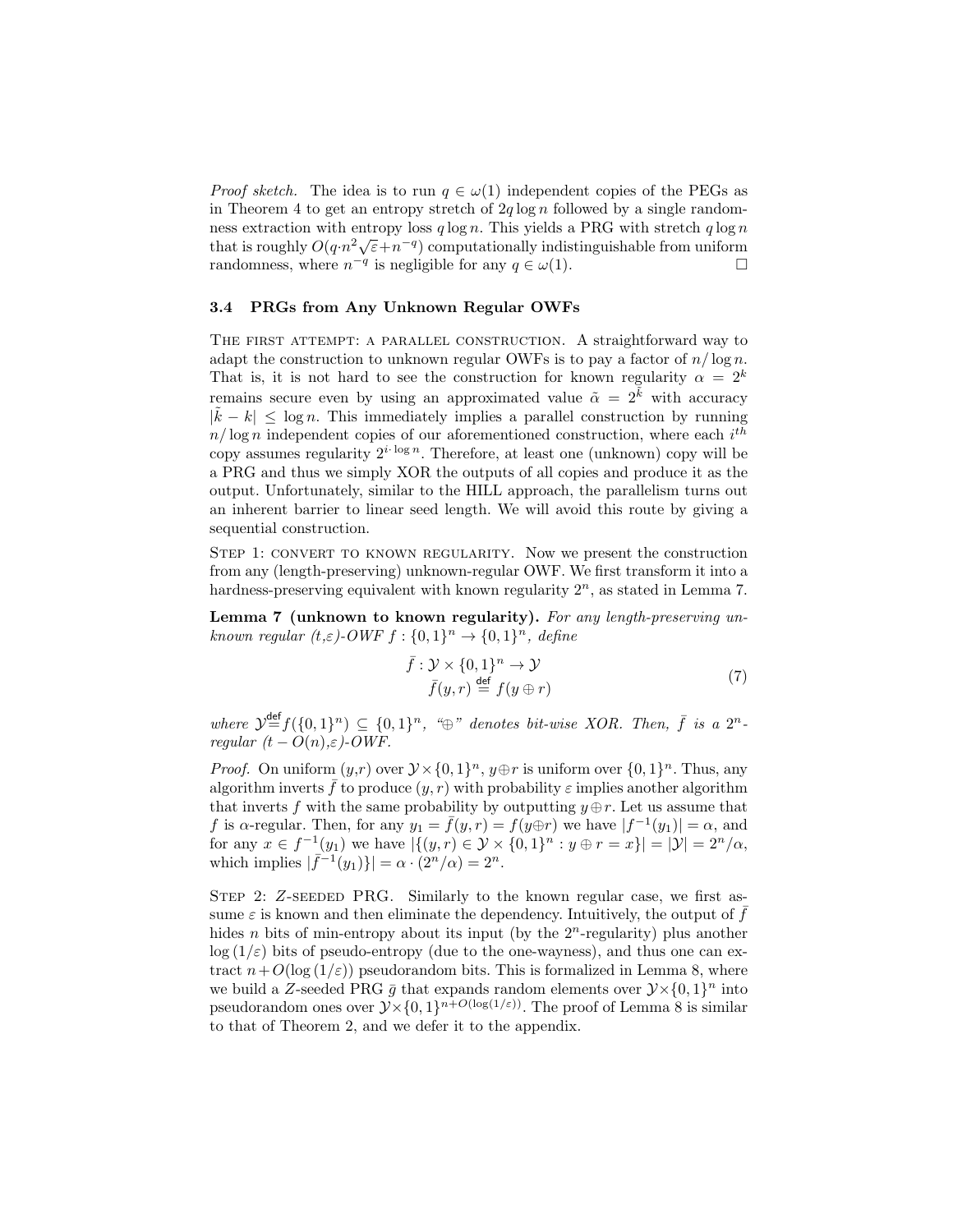*Proof sketch.* The idea is to run $q \in \omega(1)$ independent copies of the PEGs as in Theorem 4 to get an entropy stretch of $2q \log n$ followed by a single randomness extraction with entropy loss $q \log n$. This yields a PRG with stretch $q \log n$ that is roughly $O(q \cdot n^2 \sqrt{\varepsilon} + n^{-q})$ computationally indistinguishable from uniform randomness, where $n^{-q}$ is negligible for any $q \in \omega(1)$. □

### 3.4 PRGs from Any Unknown Regular OWFs

THE FIRST ATTEMPT: A PARALLEL CONSTRUCTION. A straightforward way to adapt the construction to unknown regular OWFs is to pay a factor of $n/\log n$. That is, it is not hard to see the construction for known regularity $\alpha = 2^k$ remains secure even by using an approximated value $\tilde{\alpha} = 2^{\tilde{k}}$ with accuracy $|\tilde{k} - k| \leq \log n$. This immediately implies a parallel construction by running $n/\log n$ independent copies of our aforementioned construction, where each $i^{th}$ copy assumes regularity $2^{i \cdot \log n}$. Therefore, at least one (unknown) copy will be a PRG and thus we simply XOR the outputs of all copies and produce it as the output. Unfortunately, similar to the HILL approach, the parallelism turns out an inherent barrier to linear seed length. We will avoid this route by giving a sequential construction.

STEP 1: CONVERT TO KNOWN REGULARITY. Now we present the construction from any (length-preserving) unknown-regular OWF. We first transform it into a hardness-preserving equivalent with known regularity $2^n$, as stated in Lemma 7.

**Lemma 7 (unknown to known regularity).** *For any length-preserving unknown regular $(t,\varepsilon)$-OWF $f : \{0,1\}^n \to \{0,1\}^n$, define*

$$\begin{aligned} \bar{f} &: \mathcal{Y} \times \{0,1\}^n \to \mathcal{Y} \\ \bar{f}(y,r) &\stackrel{\text{def}}{=} f(y \oplus r) \end{aligned} \tag{7}$$

*where $\mathcal{Y} \stackrel{\text{def}}{=} f(\{0,1\}^n) \subseteq \{0,1\}^n$, "$\oplus$" denotes bit-wise XOR. Then, $\bar{f}$ is a $2^n$-regular $(t - O(n),\varepsilon)$-OWF.*

*Proof.* On uniform $(y,r)$ over $\mathcal{Y} \times \{0,1\}^n$, $y \oplus r$ is uniform over $\{0,1\}^n$. Thus, any algorithm inverts $\bar{f}$ to produce $(y,r)$ with probability $\varepsilon$ implies another algorithm that inverts $f$ with the same probability by outputting $y \oplus r$. Let us assume that $f$ is $\alpha$-regular. Then, for any $y_1 = \bar{f}(y,r) = f(y \oplus r)$ we have $|f^{-1}(y_1)| = \alpha$, and for any $x \in f^{-1}(y_1)$ we have $|\{(y,r) \in \mathcal{Y} \times \{0,1\}^n : y \oplus r = x\}| = |\mathcal{Y}| = 2^n/\alpha$, which implies $|\bar{f}^{-1}(y_1)\}| = \alpha \cdot (2^n/\alpha) = 2^n$.

STEP 2: $Z$-SEEDED PRG. Similarly to the known regular case, we first assume $\varepsilon$ is known and then eliminate the dependency. Intuitively, the output of $\bar{f}$ hides $n$ bits of min-entropy about its input (by the $2^n$-regularity) plus another $\log(1/\varepsilon)$ bits of pseudo-entropy (due to the one-wayness), and thus one can extract $n + O(\log(1/\varepsilon))$ pseudorandom bits. This is formalized in Lemma 8, where we build a $Z$-seeded PRG $\bar{g}$ that expands random elements over $\mathcal{Y} \times \{0,1\}^n$ into pseudorandom ones over $\mathcal{Y} \times \{0,1\}^{n+O(\log(1/\varepsilon))}$. The proof of Lemma 8 is similar to that of Theorem 2, and we defer it to the appendix.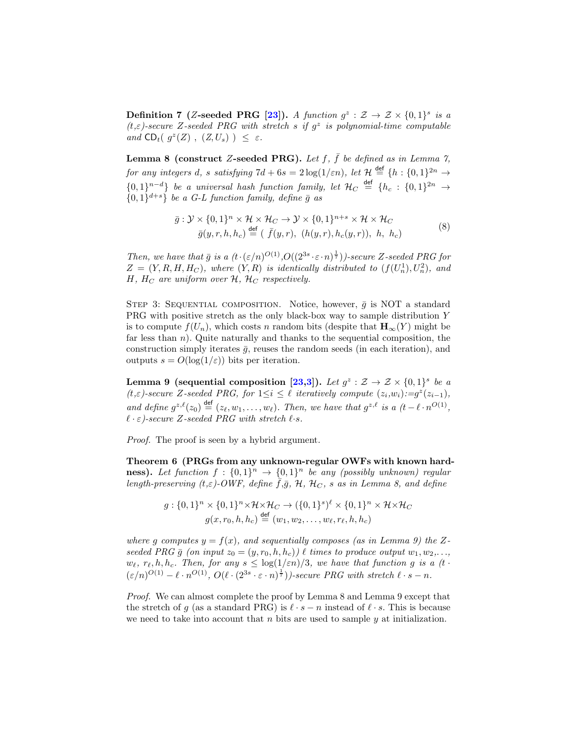**Definition 7 ($Z$-seeded PRG [23]).** *A function $g^z : \mathcal{Z} \to \mathcal{Z} \times \{0,1\}^s$ is a $(t,\varepsilon)$-secure $Z$-seeded PRG with stretch $s$ if $g^z$ is polynomial-time computable and $\mathsf{CD}_t(\ g^z(Z)\ ,\ (Z, U_s)\ ) \ \le\ \varepsilon$.*

**Lemma 8 (construct $Z$-seeded PRG).** *Let $f$, $\bar{f}$ be defined as in Lemma 7, for any integers $d$, $s$ satisfying $7d + 6s = 2\log(1/\varepsilon n)$, let $\mathcal{H} \stackrel{\mathsf{def}}{=} \{h : \{0,1\}^{2n} \to \{0,1\}^{n-d}\}$ be a universal hash function family, let $\mathcal{H}_C \stackrel{\mathsf{def}}{=} \{h_c : \{0,1\}^{2n} \to \{0,1\}^{d+s}\}$ be a G-L function family, define $\bar{g}$ as*

$$
\begin{aligned}
\bar{g} : \mathcal{Y} \times \{0,1\}^n \times \mathcal{H} \times \mathcal{H}_C &\to \mathcal{Y} \times \{0,1\}^{n+s} \times \mathcal{H} \times \mathcal{H}_C \\
\bar{g}(y, r, h, h_c) &\stackrel{\mathsf{def}}{=} (\ \bar{f}(y, r),\ (h(y, r), h_c(y, r)),\ h,\ h_c)
\end{aligned}
\tag{8}
$$

*Then, we have that $\bar{g}$ is a $(t \cdot (\varepsilon/n)^{O(1)}, O((2^{3s} \cdot \varepsilon \cdot n)^{\frac{1}{7}}))$-secure $Z$-seeded PRG for $Z = (Y, R, H, H_C)$, where $(Y, R)$ is identically distributed to $(f(U_n^1), U_n^2)$, and $H$, $H_C$ are uniform over $\mathcal{H}$, $\mathcal{H}_C$ respectively.*

Step 3: Sequential composition. Notice, however, $\bar{g}$ is NOT a standard PRG with positive stretch as the only black-box way to sample distribution $Y$ is to compute $f(U_n)$, which costs $n$ random bits (despite that $\mathbf{H}_\infty(Y)$ might be far less than $n$). Quite naturally and thanks to the sequential composition, the construction simply iterates $\bar{g}$, reuses the random seeds (in each iteration), and outputs $s = O(\log(1/\varepsilon))$ bits per iteration.

**Lemma 9 (sequential composition [23,3]).** *Let $g^z : \mathcal{Z} \to \mathcal{Z} \times \{0,1\}^s$ be a $(t,\varepsilon)$-secure $Z$-seeded PRG, for $1 \le i \le \ell$ iteratively compute $(z_i, w_i) := g^z(z_{i-1})$, and define $g^{z,\ell}(z_0) \stackrel{\mathsf{def}}{=} (z_\ell, w_1, \ldots, w_\ell)$. Then, we have that $g^{z,\ell}$ is a $(t - \ell \cdot n^{O(1)}$, $\ell \cdot \varepsilon)$-secure $Z$-seeded PRG with stretch $\ell \cdot s$.*

*Proof.* The proof is seen by a hybrid argument.

**Theorem 6 (PRGs from any unknown-regular OWFs with known hardness).** *Let function $f : \{0,1\}^n \to \{0,1\}^n$ be any (possibly unknown) regular length-preserving $(t,\varepsilon)$-OWF, define $\bar{f}$, $\bar{g}$, $\mathcal{H}$, $\mathcal{H}_C$, $s$ as in Lemma 8, and define*

$$
\begin{aligned}
g : \{0,1\}^n \times \{0,1\}^n \times \mathcal{H} \times \mathcal{H}_C &\to (\{0,1\}^s)^\ell \times \{0,1\}^n \times \mathcal{H} \times \mathcal{H}_C \\
g(x, r_0, h, h_c) &\stackrel{\mathsf{def}}{=} (w_1, w_2, \ldots, w_\ell, r_\ell, h, h_c)
\end{aligned}
$$

*where $g$ computes $y = f(x)$, and sequentially composes (as in Lemma 9) the $Z$-seeded PRG $\bar{g}$ (on input $z_0 = (y, r_0, h, h_c)$) $\ell$ times to produce output $w_1, w_2, \ldots$, $w_\ell$, $r_\ell, h, h_c$. Then, for any $s \le \log(1/\varepsilon n)/3$, we have that function $g$ is a $(t \cdot (\varepsilon/n)^{O(1)} - \ell \cdot n^{O(1)}$, $O(\ell \cdot (2^{3s} \cdot \varepsilon \cdot n)^{\frac{1}{7}}))$-secure PRG with stretch $\ell \cdot s - n$.*

*Proof.* We can almost complete the proof by Lemma 8 and Lemma 9 except that the stretch of $g$ (as a standard PRG) is $\ell \cdot s - n$ instead of $\ell \cdot s$. This is because we need to take into account that $n$ bits are used to sample $y$ at initialization.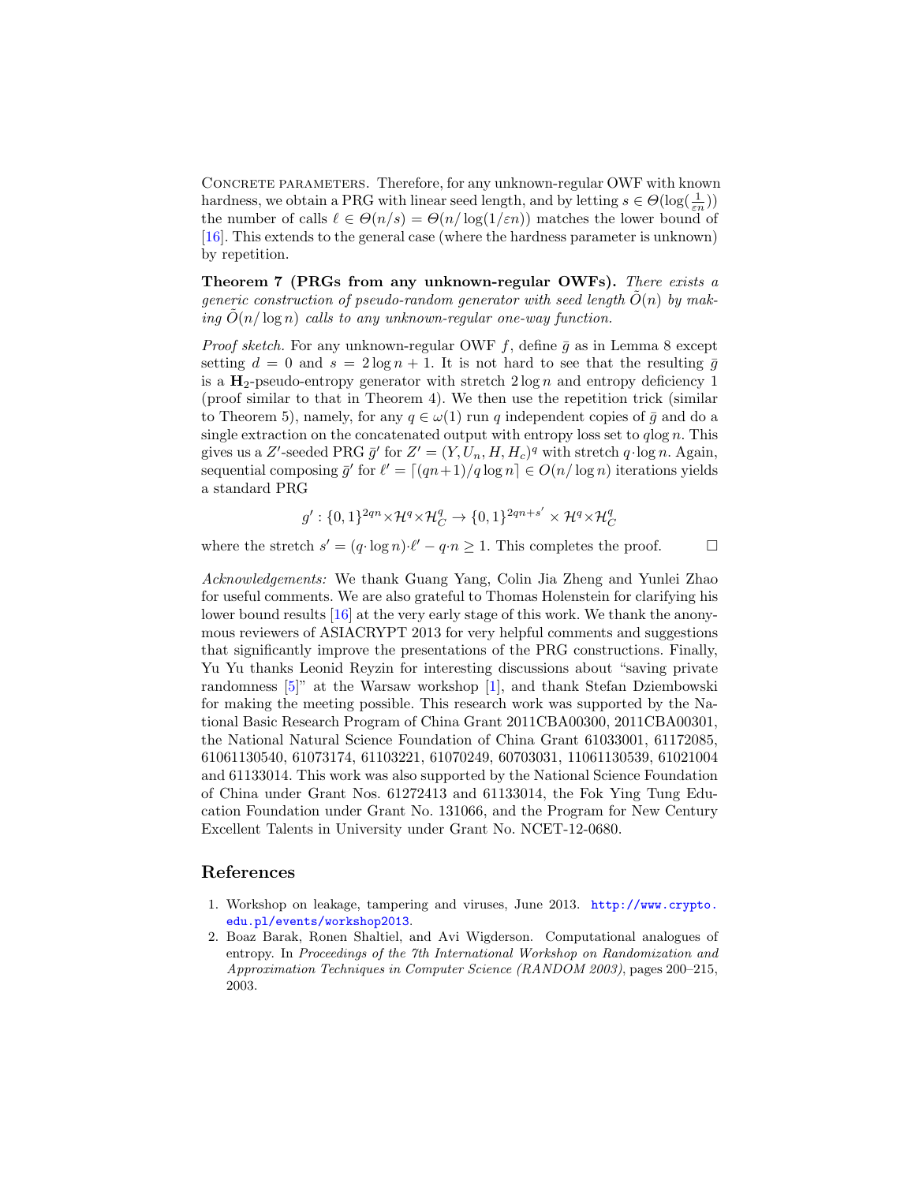Concrete parameters. Therefore, for any unknown-regular OWF with known hardness, we obtain a PRG with linear seed length, and by letting $s \in \Theta(\log(\frac{1}{\varepsilon n}))$ the number of calls $\ell \in \Theta(n/s) = \Theta(n/\log(1/\varepsilon n))$ matches the lower bound of [16]. This extends to the general case (where the hardness parameter is unknown) by repetition.

**Theorem 7 (PRGs from any unknown-regular OWFs).** *There exists a generic construction of pseudo-random generator with seed length $\tilde{O}(n)$ by making $\tilde{O}(n/\log n)$ calls to any unknown-regular one-way function.*

*Proof sketch.* For any unknown-regular OWF $f$, define $\bar{g}$ as in Lemma 8 except setting $d = 0$ and $s = 2\log n + 1$. It is not hard to see that the resulting $\bar{g}$ is a $\mathbf{H}_2$-pseudo-entropy generator with stretch $2\log n$ and entropy deficiency 1 (proof similar to that in Theorem 4). We then use the repetition trick (similar to Theorem 5), namely, for any $q \in \omega(1)$ run $q$ independent copies of $\bar{g}$ and do a single extraction on the concatenated output with entropy loss set to $q\log n$. This gives us a $Z'$-seeded PRG $\bar{g}'$ for $Z' = (Y, U_n, H, H_c)^q$ with stretch $q\cdot\log n$. Again, sequential composing $\bar{g}'$ for $\ell' = \lceil (qn+1)/q\log n \rceil \in O(n/\log n)$ iterations yields a standard PRG

$$g' : \{0,1\}^{2qn} \times \mathcal{H}^q \times \mathcal{H}_C^q \to \{0,1\}^{2qn+s'} \times \mathcal{H}^q \times \mathcal{H}_C^q$$

where the stretch $s' = (q\cdot\log n)\cdot\ell' - q\cdot n \geq 1$. This completes the proof. □

*Acknowledgements:* We thank Guang Yang, Colin Jia Zheng and Yunlei Zhao for useful comments. We are also grateful to Thomas Holenstein for clarifying his lower bound results [16] at the very early stage of this work. We thank the anonymous reviewers of ASIACRYPT 2013 for very helpful comments and suggestions that significantly improve the presentations of the PRG constructions. Finally, Yu Yu thanks Leonid Reyzin for interesting discussions about "saving private randomness [5]" at the Warsaw workshop [1], and thank Stefan Dziembowski for making the meeting possible. This research work was supported by the National Basic Research Program of China Grant 2011CBA00300, 2011CBA00301, the National Natural Science Foundation of China Grant 61033001, 61172085, 61061130540, 61073174, 61103221, 61070249, 60703031, 11061130539, 61021004 and 61133014. This work was also supported by the National Science Foundation of China under Grant Nos. 61272413 and 61133014, the Fok Ying Tung Education Foundation under Grant No. 131066, and the Program for New Century Excellent Talents in University under Grant No. NCET-12-0680.

## References

1. Workshop on leakage, tampering and viruses, June 2013. http://www.crypto.edu.pl/events/workshop2013.
2. Boaz Barak, Ronen Shaltiel, and Avi Wigderson. Computational analogues of entropy. In *Proceedings of the 7th International Workshop on Randomization and Approximation Techniques in Computer Science (RANDOM 2003)*, pages 200–215, 2003.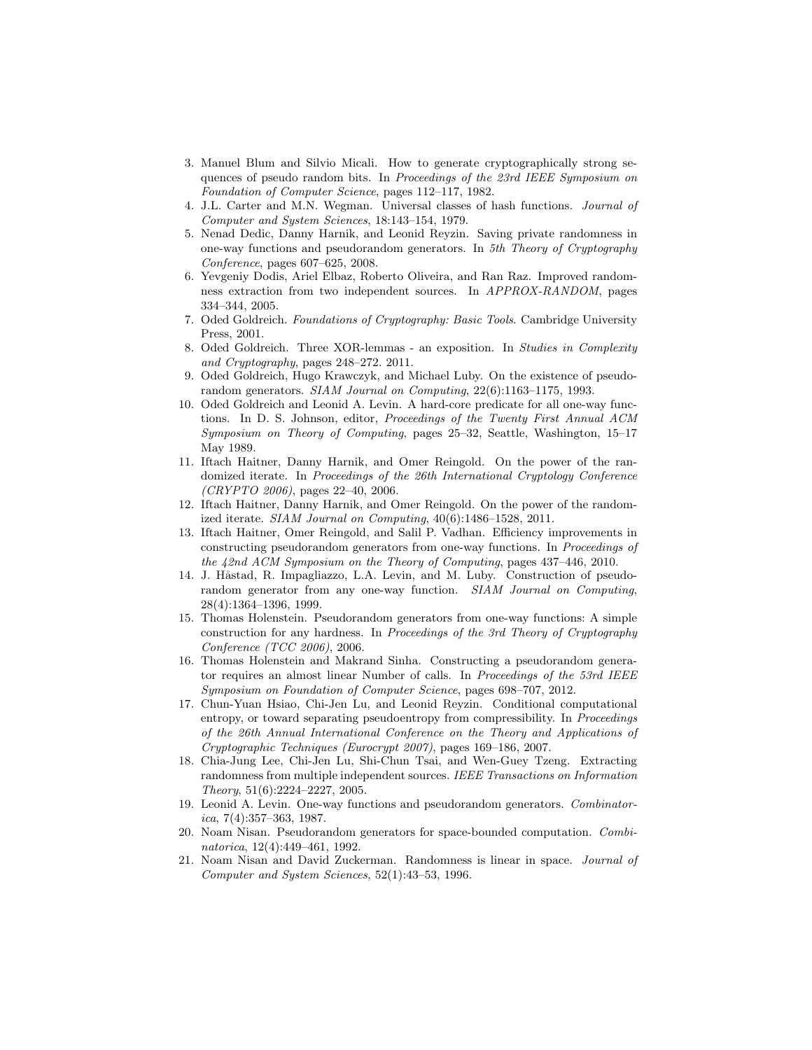3. Manuel Blum and Silvio Micali. How to generate cryptographically strong sequences of pseudo random bits. In *Proceedings of the 23rd IEEE Symposium on Foundation of Computer Science*, pages 112–117, 1982.
4. J.L. Carter and M.N. Wegman. Universal classes of hash functions. *Journal of Computer and System Sciences*, 18:143–154, 1979.
5. Nenad Dedic, Danny Harnik, and Leonid Reyzin. Saving private randomness in one-way functions and pseudorandom generators. In *5th Theory of Cryptography Conference*, pages 607–625, 2008.
6. Yevgeniy Dodis, Ariel Elbaz, Roberto Oliveira, and Ran Raz. Improved randomness extraction from two independent sources. In *APPROX-RANDOM*, pages 334–344, 2005.
7. Oded Goldreich. *Foundations of Cryptography: Basic Tools*. Cambridge University Press, 2001.
8. Oded Goldreich. Three XOR-lemmas - an exposition. In *Studies in Complexity and Cryptography*, pages 248–272. 2011.
9. Oded Goldreich, Hugo Krawczyk, and Michael Luby. On the existence of pseudorandom generators. *SIAM Journal on Computing*, 22(6):1163–1175, 1993.
10. Oded Goldreich and Leonid A. Levin. A hard-core predicate for all one-way functions. In D. S. Johnson, editor, *Proceedings of the Twenty First Annual ACM Symposium on Theory of Computing*, pages 25–32, Seattle, Washington, 15–17 May 1989.
11. Iftach Haitner, Danny Harnik, and Omer Reingold. On the power of the randomized iterate. In *Proceedings of the 26th International Cryptology Conference (CRYPTO 2006)*, pages 22–40, 2006.
12. Iftach Haitner, Danny Harnik, and Omer Reingold. On the power of the randomized iterate. *SIAM Journal on Computing*, 40(6):1486–1528, 2011.
13. Iftach Haitner, Omer Reingold, and Salil P. Vadhan. Efficiency improvements in constructing pseudorandom generators from one-way functions. In *Proceedings of the 42nd ACM Symposium on the Theory of Computing*, pages 437–446, 2010.
14. J. Håstad, R. Impagliazzo, L.A. Levin, and M. Luby. Construction of pseudorandom generator from any one-way function. *SIAM Journal on Computing*, 28(4):1364–1396, 1999.
15. Thomas Holenstein. Pseudorandom generators from one-way functions: A simple construction for any hardness. In *Proceedings of the 3rd Theory of Cryptography Conference (TCC 2006)*, 2006.
16. Thomas Holenstein and Makrand Sinha. Constructing a pseudorandom generator requires an almost linear Number of calls. In *Proceedings of the 53rd IEEE Symposium on Foundation of Computer Science*, pages 698–707, 2012.
17. Chun-Yuan Hsiao, Chi-Jen Lu, and Leonid Reyzin. Conditional computational entropy, or toward separating pseudoentropy from compressibility. In *Proceedings of the 26th Annual International Conference on the Theory and Applications of Cryptographic Techniques (Eurocrypt 2007)*, pages 169–186, 2007.
18. Chia-Jung Lee, Chi-Jen Lu, Shi-Chun Tsai, and Wen-Guey Tzeng. Extracting randomness from multiple independent sources. *IEEE Transactions on Information Theory*, 51(6):2224–2227, 2005.
19. Leonid A. Levin. One-way functions and pseudorandom generators. *Combinatorica*, 7(4):357–363, 1987.
20. Noam Nisan. Pseudorandom generators for space-bounded computation. *Combinatorica*, 12(4):449–461, 1992.
21. Noam Nisan and David Zuckerman. Randomness is linear in space. *Journal of Computer and System Sciences*, 52(1):43–53, 1996.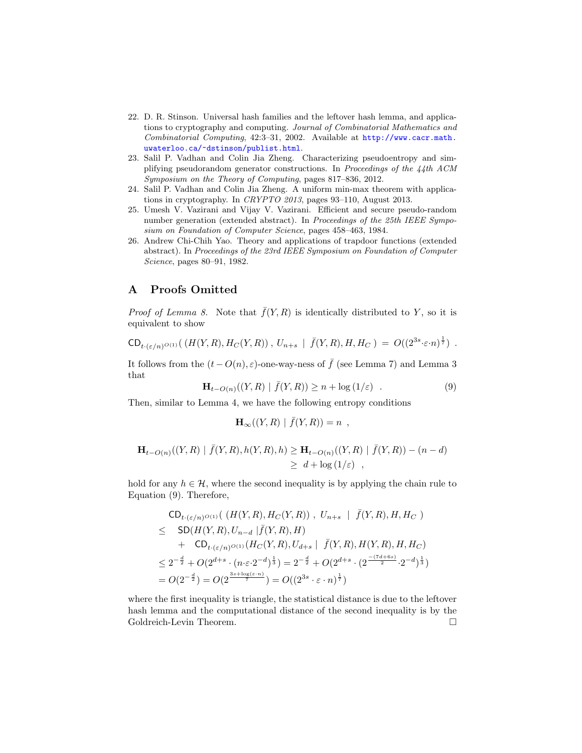22. D. R. Stinson. Universal hash families and the leftover hash lemma, and applications to cryptography and computing. *Journal of Combinatorial Mathematics and Combinatorial Computing*, 42:3–31, 2002. Available at http://www.cacr.math.uwaterloo.ca/~dstinson/publist.html.
23. Salil P. Vadhan and Colin Jia Zheng. Characterizing pseudoentropy and simplifying pseudorandom generator constructions. In *Proceedings of the 44th ACM Symposium on the Theory of Computing*, pages 817–836, 2012.
24. Salil P. Vadhan and Colin Jia Zheng. A uniform min-max theorem with applications in cryptography. In *CRYPTO 2013*, pages 93–110, August 2013.
25. Umesh V. Vazirani and Vijay V. Vazirani. Efficient and secure pseudo-random number generation (extended abstract). In *Proceedings of the 25th IEEE Symposium on Foundation of Computer Science*, pages 458–463, 1984.
26. Andrew Chi-Chih Yao. Theory and applications of trapdoor functions (extended abstract). In *Proceedings of the 23rd IEEE Symposium on Foundation of Computer Science*, pages 80–91, 1982.

## A Proofs Omitted

*Proof of Lemma 8.* Note that $\bar{f}(Y,R)$ is identically distributed to $Y$, so it is equivalent to show

$$\mathsf{CD}_{t\cdot(\varepsilon/n)^{O(1)}}(\ (H(Y,R),H_C(Y,R))\ ,\ U_{n+s}\ \mid\ \bar{f}(Y,R),H,H_C\ )\ =\ O((2^{3s}{\cdot}\varepsilon{\cdot}n)^{\frac{1}{7}})\ .$$

It follows from the $(t-O(n),\varepsilon)$-one-way-ness of $\bar{f}$ (see Lemma 7) and Lemma 3 that

$$\mathbf{H}_{t-O(n)}((Y,R)\mid \bar{f}(Y,R)) \geq n+\log(1/\varepsilon)\quad . \tag{9}$$

Then, similar to Lemma 4, we have the following entropy conditions

$$\mathbf{H}_{\infty}((Y,R)\mid \bar{f}(Y,R)) = n\ \ ,$$

$$\begin{aligned}\mathbf{H}_{t-O(n)}((Y,R)\mid \bar{f}(Y,R),h(Y,R),h) &\geq \mathbf{H}_{t-O(n)}((Y,R)\mid \bar{f}(Y,R))-(n-d)\\ &\geq\ d+\log(1/\varepsilon)\quad ,\end{aligned}$$

hold for any $h\in\mathcal{H}$, where the second inequality is by applying the chain rule to Equation (9). Therefore,

$$\begin{aligned}&\mathsf{CD}_{t\cdot(\varepsilon/n)^{O(1)}}(\ (H(Y,R),H_C(Y,R))\ ,\ U_{n+s}\ \mid\ \bar{f}(Y,R),H,H_C\ )\\ \leq\ &\ \mathsf{SD}(H(Y,R),U_{n-d}\ |\bar{f}(Y,R),H)\\ &\ +\ \ \mathsf{CD}_{t\cdot(\varepsilon/n)^{O(1)}}(H_C(Y,R),U_{d+s}\mid\ \bar{f}(Y,R),H(Y,R),H,H_C)\\ \leq\ & 2^{-\frac{d}{2}}+O(2^{d+s}\cdot(n{\cdot}\varepsilon{\cdot}2^{-d})^{\frac{1}{3}}) = 2^{-\frac{d}{2}}+O(2^{d+s}\cdot(2^{\frac{-(7d+6s)}{2}}{\cdot}2^{-d})^{\frac{1}{3}})\\ =\ & O(2^{-\frac{d}{2}}) = O(2^{\frac{3s+\log(\varepsilon\cdot n)}{7}}) = O((2^{3s}\cdot\varepsilon\cdot n)^{\frac{1}{7}})\end{aligned}$$

where the first inequality is triangle, the statistical distance is due to the leftover hash lemma and the computational distance of the second inequality is by the Goldreich-Levin Theorem. $\square$